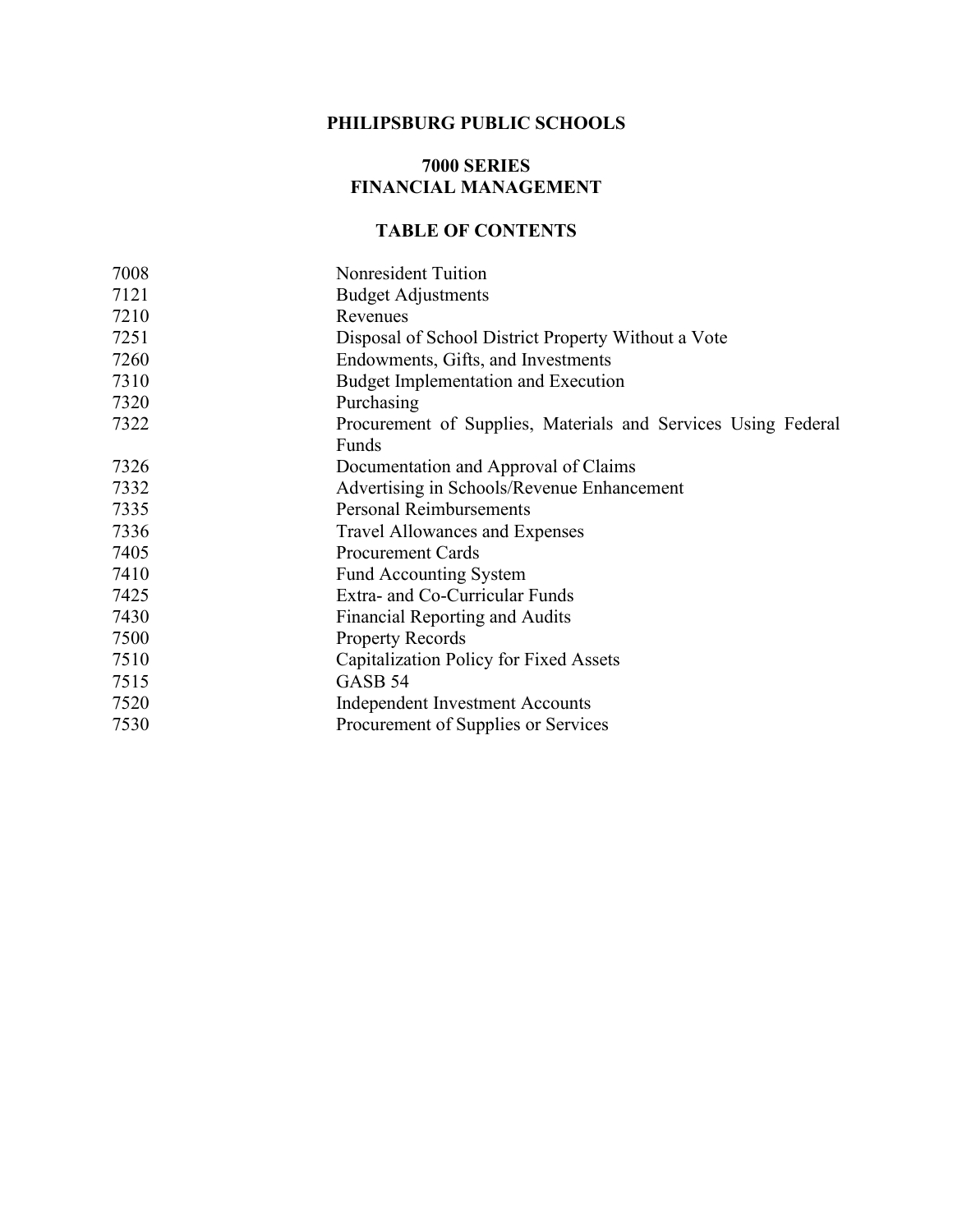# PHILIPSBURG PUBLIC SCHOOLS

## 7000 SERIES
## FINANCIAL MANAGEMENT

### TABLE OF CONTENTS

| | |
|---|---|
| 7008 | Nonresident Tuition |
| 7121 | Budget Adjustments |
| 7210 | Revenues |
| 7251 | Disposal of School District Property Without a Vote |
| 7260 | Endowments, Gifts, and Investments |
| 7310 | Budget Implementation and Execution |
| 7320 | Purchasing |
| 7322 | Procurement of Supplies, Materials and Services Using Federal Funds |
| 7326 | Documentation and Approval of Claims |
| 7332 | Advertising in Schools/Revenue Enhancement |
| 7335 | Personal Reimbursements |
| 7336 | Travel Allowances and Expenses |
| 7405 | Procurement Cards |
| 7410 | Fund Accounting System |
| 7425 | Extra- and Co-Curricular Funds |
| 7430 | Financial Reporting and Audits |
| 7500 | Property Records |
| 7510 | Capitalization Policy for Fixed Assets |
| 7515 | GASB 54 |
| 7520 | Independent Investment Accounts |
| 7530 | Procurement of Supplies or Services |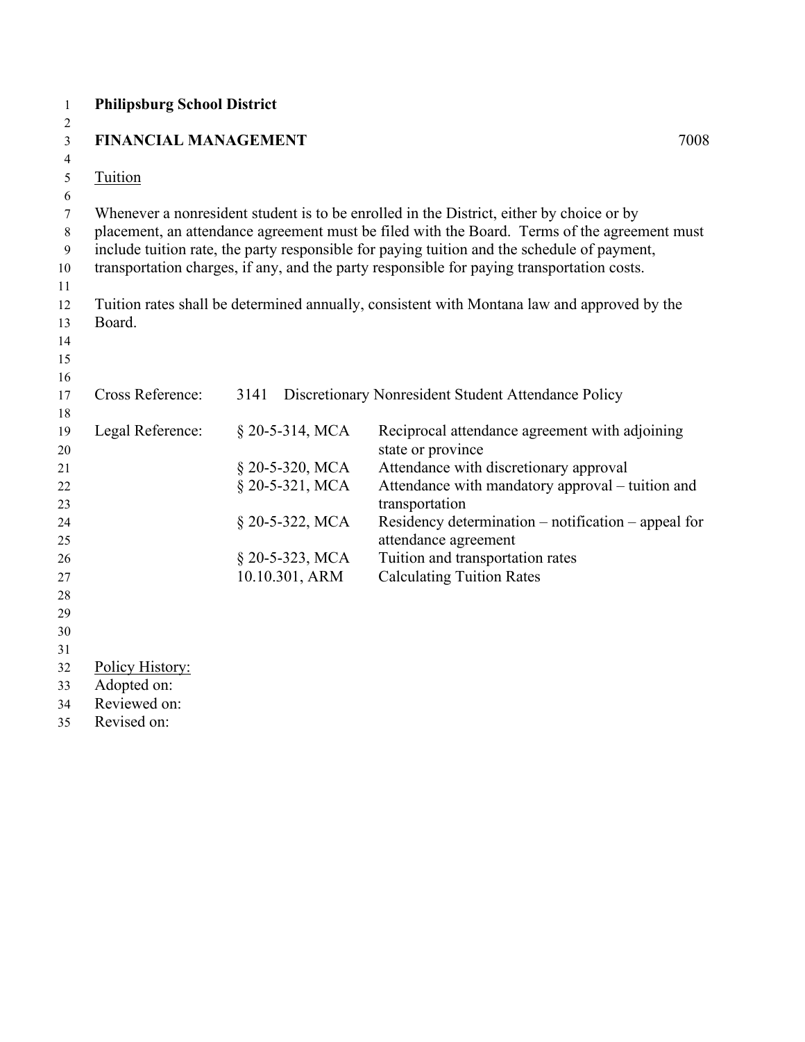**Philipsburg School District**

**FINANCIAL MANAGEMENT** 7008

Tuition

Whenever a nonresident student is to be enrolled in the District, either by choice or by placement, an attendance agreement must be filed with the Board. Terms of the agreement must include tuition rate, the party responsible for paying tuition and the schedule of payment, transportation charges, if any, and the party responsible for paying transportation costs.

Tuition rates shall be determined annually, consistent with Montana law and approved by the Board.

| | | |
|---|---|---|
| Cross Reference: | 3141 | Discretionary Nonresident Student Attendance Policy |
| Legal Reference: | § 20-5-314, MCA | Reciprocal attendance agreement with adjoining state or province |
| | § 20-5-320, MCA | Attendance with discretionary approval |
| | § 20-5-321, MCA | Attendance with mandatory approval – tuition and transportation |
| | § 20-5-322, MCA | Residency determination – notification – appeal for attendance agreement |
| | § 20-5-323, MCA | Tuition and transportation rates |
| | 10.10.301, ARM | Calculating Tuition Rates |

Policy History:
Adopted on:
Reviewed on:
Revised on: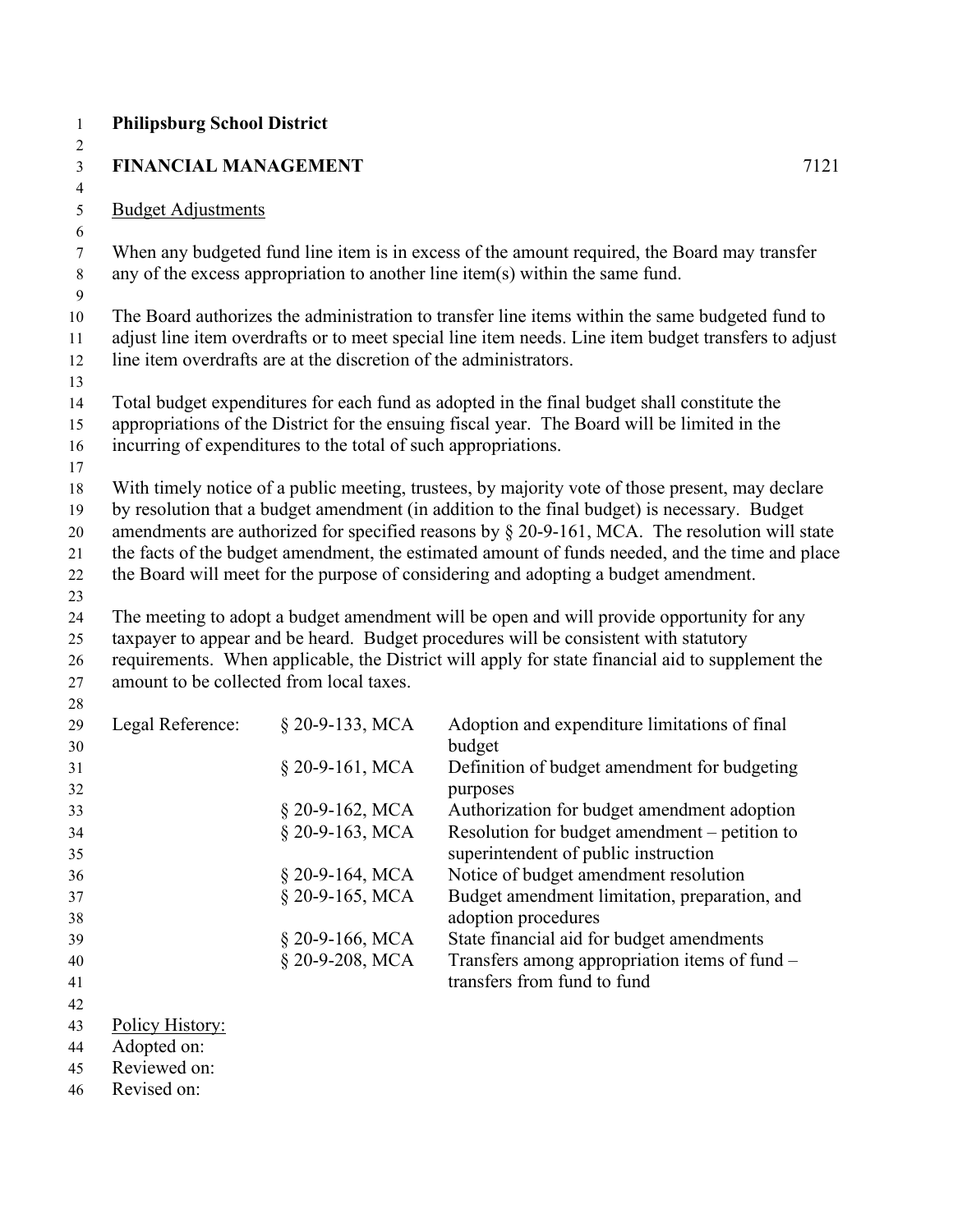**Philipsburg School District**

## FINANCIAL MANAGEMENT 7121

Budget Adjustments

When any budgeted fund line item is in excess of the amount required, the Board may transfer any of the excess appropriation to another line item(s) within the same fund.

The Board authorizes the administration to transfer line items within the same budgeted fund to adjust line item overdrafts or to meet special line item needs. Line item budget transfers to adjust line item overdrafts are at the discretion of the administrators.

Total budget expenditures for each fund as adopted in the final budget shall constitute the appropriations of the District for the ensuing fiscal year. The Board will be limited in the incurring of expenditures to the total of such appropriations.

With timely notice of a public meeting, trustees, by majority vote of those present, may declare by resolution that a budget amendment (in addition to the final budget) is necessary. Budget amendments are authorized for specified reasons by § 20-9-161, MCA. The resolution will state the facts of the budget amendment, the estimated amount of funds needed, and the time and place the Board will meet for the purpose of considering and adopting a budget amendment.

The meeting to adopt a budget amendment will be open and will provide opportunity for any taxpayer to appear and be heard. Budget procedures will be consistent with statutory requirements. When applicable, the District will apply for state financial aid to supplement the amount to be collected from local taxes.

| Legal Reference: | | |
|---|---|---|
| | § 20-9-133, MCA | Adoption and expenditure limitations of final budget |
| | § 20-9-161, MCA | Definition of budget amendment for budgeting purposes |
| | § 20-9-162, MCA | Authorization for budget amendment adoption |
| | § 20-9-163, MCA | Resolution for budget amendment – petition to superintendent of public instruction |
| | § 20-9-164, MCA | Notice of budget amendment resolution |
| | § 20-9-165, MCA | Budget amendment limitation, preparation, and adoption procedures |
| | § 20-9-166, MCA | State financial aid for budget amendments |
| | § 20-9-208, MCA | Transfers among appropriation items of fund – transfers from fund to fund |

Policy History:
Adopted on:
Reviewed on:
Revised on: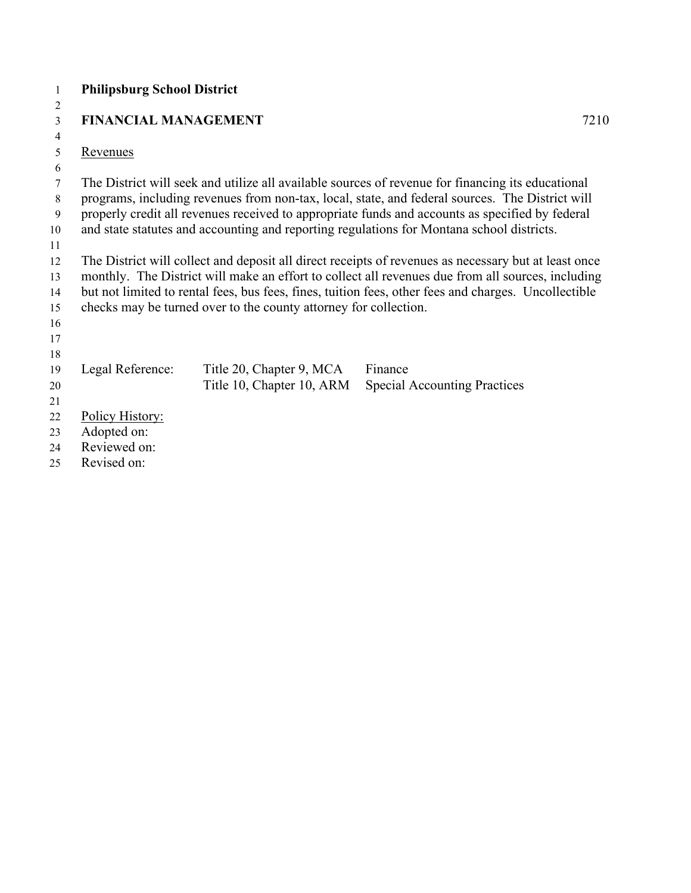**Philipsburg School District**

**FINANCIAL MANAGEMENT** 7210

Revenues

The District will seek and utilize all available sources of revenue for financing its educational programs, including revenues from non-tax, local, state, and federal sources. The District will properly credit all revenues received to appropriate funds and accounts as specified by federal and state statutes and accounting and reporting regulations for Montana school districts.

The District will collect and deposit all direct receipts of revenues as necessary but at least once monthly. The District will make an effort to collect all revenues due from all sources, including but not limited to rental fees, bus fees, fines, tuition fees, other fees and charges. Uncollectible checks may be turned over to the county attorney for collection.

| Legal Reference: | Title 20, Chapter 9, MCA | Finance |
|---|---|---|
| | Title 10, Chapter 10, ARM | Special Accounting Practices |

Policy History:
Adopted on:
Reviewed on:
Revised on: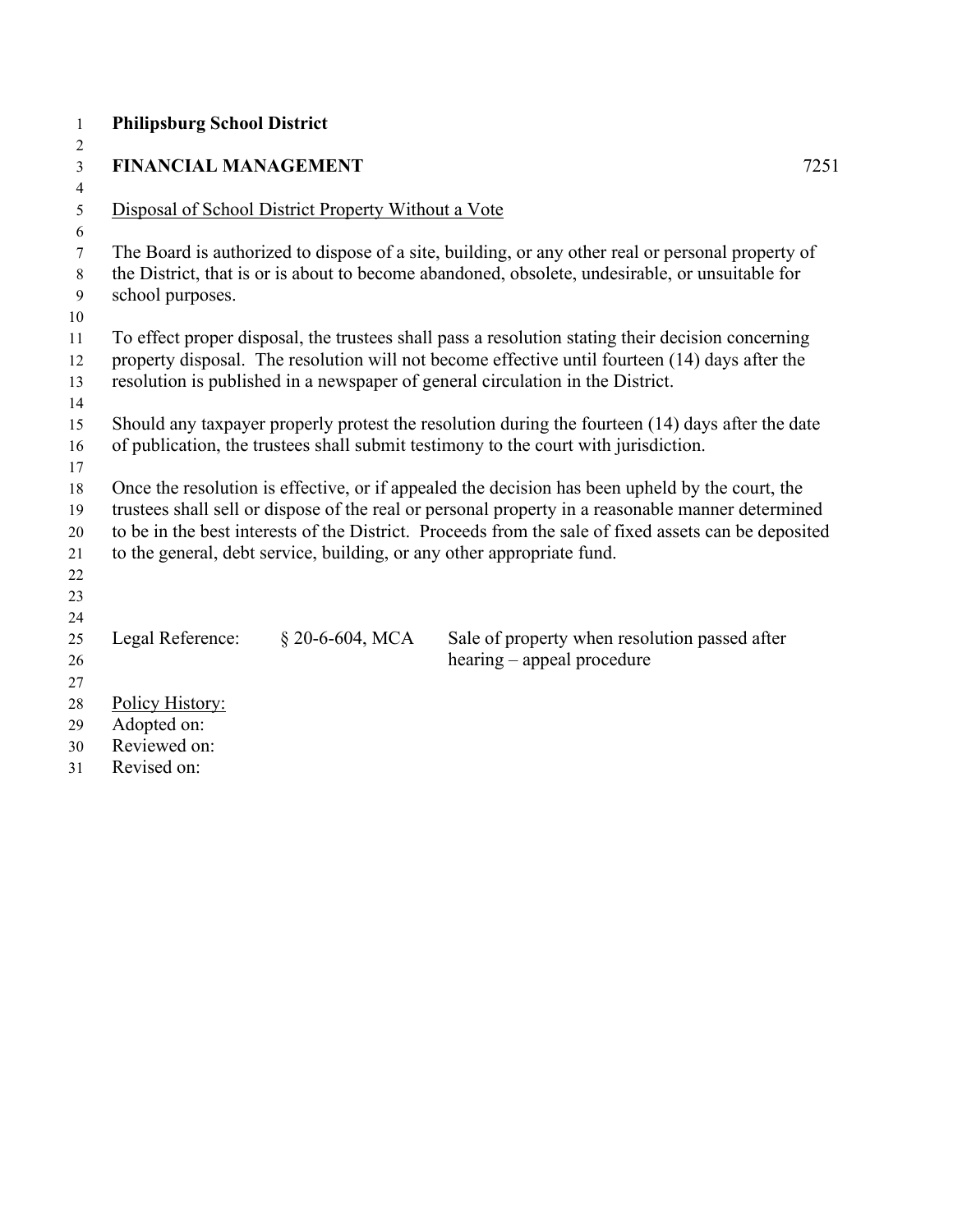**Philipsburg School District**

**FINANCIAL MANAGEMENT** 7251

Disposal of School District Property Without a Vote

The Board is authorized to dispose of a site, building, or any other real or personal property of the District, that is or is about to become abandoned, obsolete, undesirable, or unsuitable for school purposes.

To effect proper disposal, the trustees shall pass a resolution stating their decision concerning property disposal. The resolution will not become effective until fourteen (14) days after the resolution is published in a newspaper of general circulation in the District.

Should any taxpayer properly protest the resolution during the fourteen (14) days after the date of publication, the trustees shall submit testimony to the court with jurisdiction.

Once the resolution is effective, or if appealed the decision has been upheld by the court, the trustees shall sell or dispose of the real or personal property in a reasonable manner determined to be in the best interests of the District. Proceeds from the sale of fixed assets can be deposited to the general, debt service, building, or any other appropriate fund.

| Legal Reference: | § 20-6-604, MCA | Sale of property when resolution passed after hearing – appeal procedure |
|---|---|---|

Policy History:
Adopted on:
Reviewed on:
Revised on: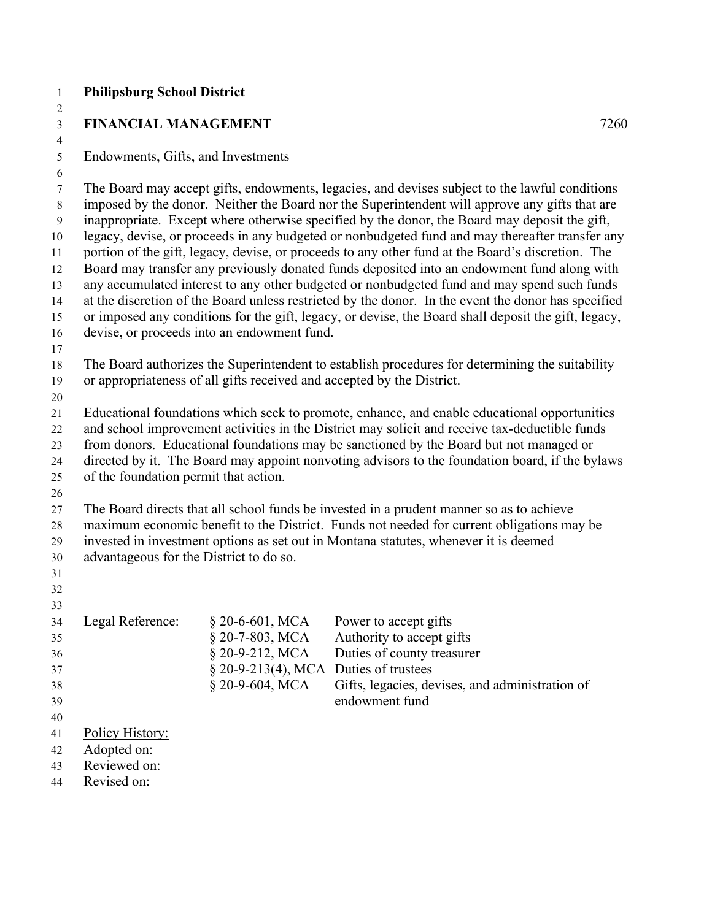**Philipsburg School District**

**FINANCIAL MANAGEMENT** 7260

Endowments, Gifts, and Investments

The Board may accept gifts, endowments, legacies, and devises subject to the lawful conditions imposed by the donor. Neither the Board nor the Superintendent will approve any gifts that are inappropriate. Except where otherwise specified by the donor, the Board may deposit the gift, legacy, devise, or proceeds in any budgeted or nonbudgeted fund and may thereafter transfer any portion of the gift, legacy, devise, or proceeds to any other fund at the Board's discretion. The Board may transfer any previously donated funds deposited into an endowment fund along with any accumulated interest to any other budgeted or nonbudgeted fund and may spend such funds at the discretion of the Board unless restricted by the donor. In the event the donor has specified or imposed any conditions for the gift, legacy, or devise, the Board shall deposit the gift, legacy, devise, or proceeds into an endowment fund.

The Board authorizes the Superintendent to establish procedures for determining the suitability or appropriateness of all gifts received and accepted by the District.

Educational foundations which seek to promote, enhance, and enable educational opportunities and school improvement activities in the District may solicit and receive tax-deductible funds from donors. Educational foundations may be sanctioned by the Board but not managed or directed by it. The Board may appoint nonvoting advisors to the foundation board, if the bylaws of the foundation permit that action.

The Board directs that all school funds be invested in a prudent manner so as to achieve maximum economic benefit to the District. Funds not needed for current obligations may be invested in investment options as set out in Montana statutes, whenever it is deemed advantageous for the District to do so.

| Legal Reference: | § 20-6-601, MCA | Power to accept gifts |
|---|---|---|
| | § 20-7-803, MCA | Authority to accept gifts |
| | § 20-9-212, MCA | Duties of county treasurer |
| | § 20-9-213(4), MCA | Duties of trustees |
| | § 20-9-604, MCA | Gifts, legacies, devises, and administration of endowment fund |

Policy History:
Adopted on:
Reviewed on:
Revised on: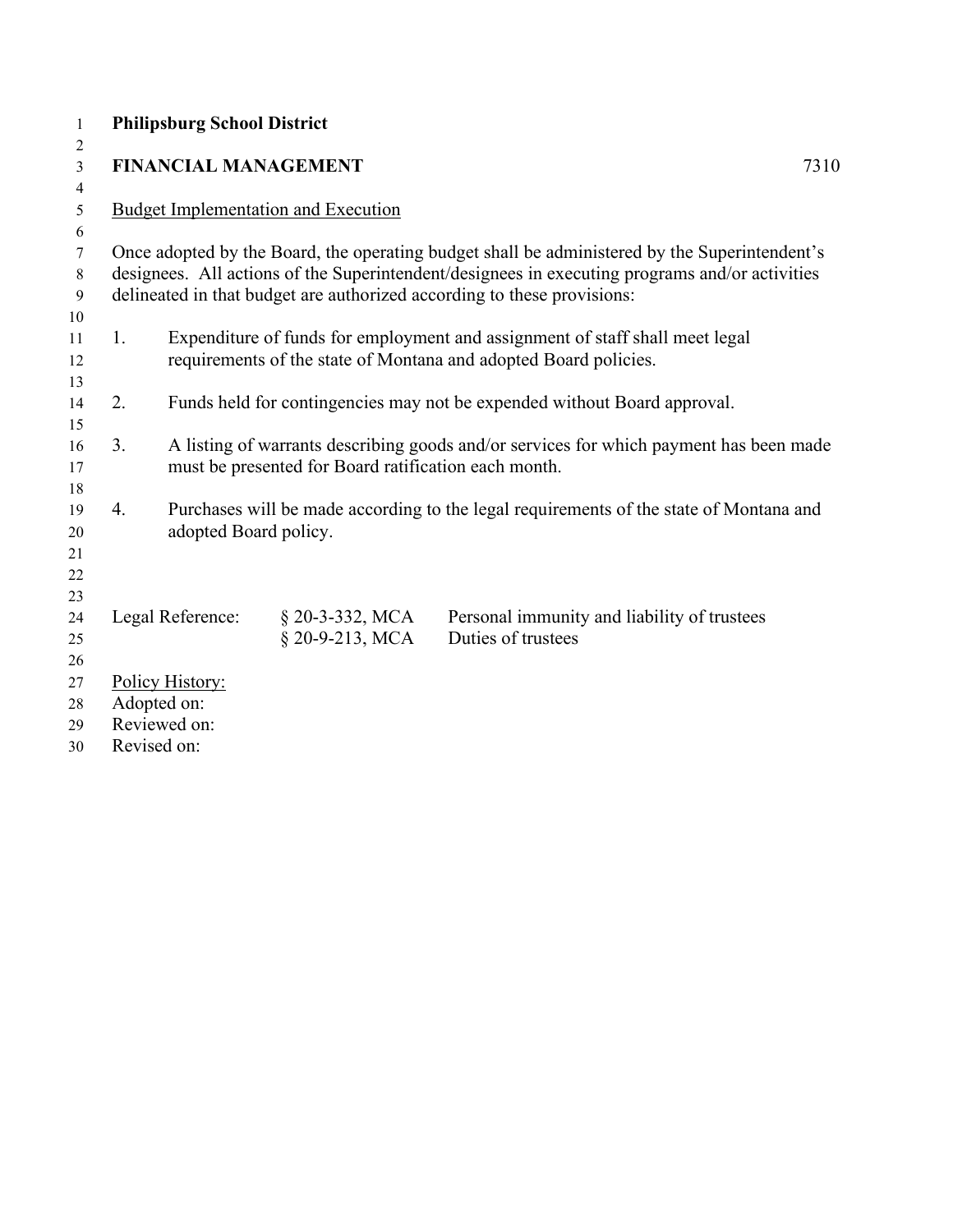**Philipsburg School District**

## FINANCIAL MANAGEMENT 7310

Budget Implementation and Execution

Once adopted by the Board, the operating budget shall be administered by the Superintendent's designees. All actions of the Superintendent/designees in executing programs and/or activities delineated in that budget are authorized according to these provisions:

1. Expenditure of funds for employment and assignment of staff shall meet legal requirements of the state of Montana and adopted Board policies.

2. Funds held for contingencies may not be expended without Board approval.

3. A listing of warrants describing goods and/or services for which payment has been made must be presented for Board ratification each month.

4. Purchases will be made according to the legal requirements of the state of Montana and adopted Board policy.

| Legal Reference: | § 20-3-332, MCA | Personal immunity and liability of trustees |
|---|---|---|
| | § 20-9-213, MCA | Duties of trustees |

Policy History:
Adopted on:
Reviewed on:
Revised on: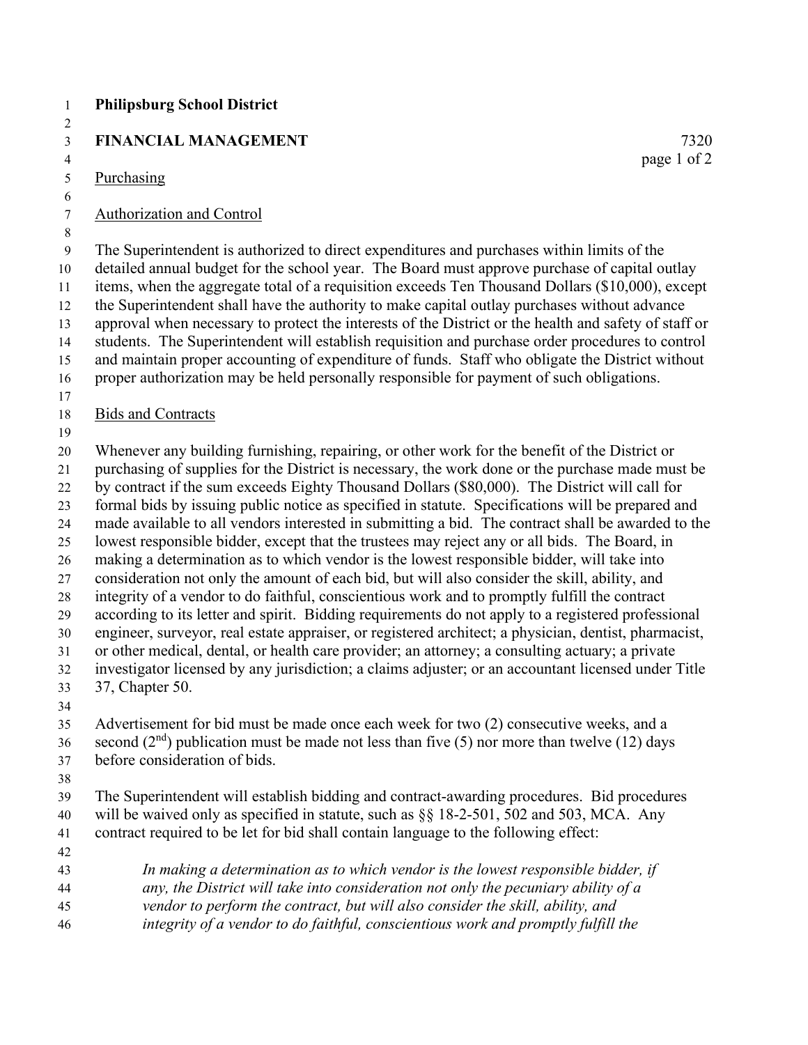**Philipsburg School District**

**FINANCIAL MANAGEMENT** 7320

Purchasing

Authorization and Control

The Superintendent is authorized to direct expenditures and purchases within limits of the detailed annual budget for the school year. The Board must approve purchase of capital outlay items, when the aggregate total of a requisition exceeds Ten Thousand Dollars ($10,000), except the Superintendent shall have the authority to make capital outlay purchases without advance approval when necessary to protect the interests of the District or the health and safety of staff or students. The Superintendent will establish requisition and purchase order procedures to control and maintain proper accounting of expenditure of funds. Staff who obligate the District without proper authorization may be held personally responsible for payment of such obligations.

Bids and Contracts

Whenever any building furnishing, repairing, or other work for the benefit of the District or purchasing of supplies for the District is necessary, the work done or the purchase made must be by contract if the sum exceeds Eighty Thousand Dollars ($80,000). The District will call for formal bids by issuing public notice as specified in statute. Specifications will be prepared and made available to all vendors interested in submitting a bid. The contract shall be awarded to the lowest responsible bidder, except that the trustees may reject any or all bids. The Board, in making a determination as to which vendor is the lowest responsible bidder, will take into consideration not only the amount of each bid, but will also consider the skill, ability, and integrity of a vendor to do faithful, conscientious work and to promptly fulfill the contract according to its letter and spirit. Bidding requirements do not apply to a registered professional engineer, surveyor, real estate appraiser, or registered architect; a physician, dentist, pharmacist, or other medical, dental, or health care provider; an attorney; a consulting actuary; a private investigator licensed by any jurisdiction; a claims adjuster; or an accountant licensed under Title 37, Chapter 50.

Advertisement for bid must be made once each week for two (2) consecutive weeks, and a second (2nd) publication must be made not less than five (5) nor more than twelve (12) days before consideration of bids.

The Superintendent will establish bidding and contract-awarding procedures. Bid procedures will be waived only as specified in statute, such as §§ 18-2-501, 502 and 503, MCA. Any contract required to be let for bid shall contain language to the following effect:

> *In making a determination as to which vendor is the lowest responsible bidder, if any, the District will take into consideration not only the pecuniary ability of a vendor to perform the contract, but will also consider the skill, ability, and integrity of a vendor to do faithful, conscientious work and promptly fulfill the*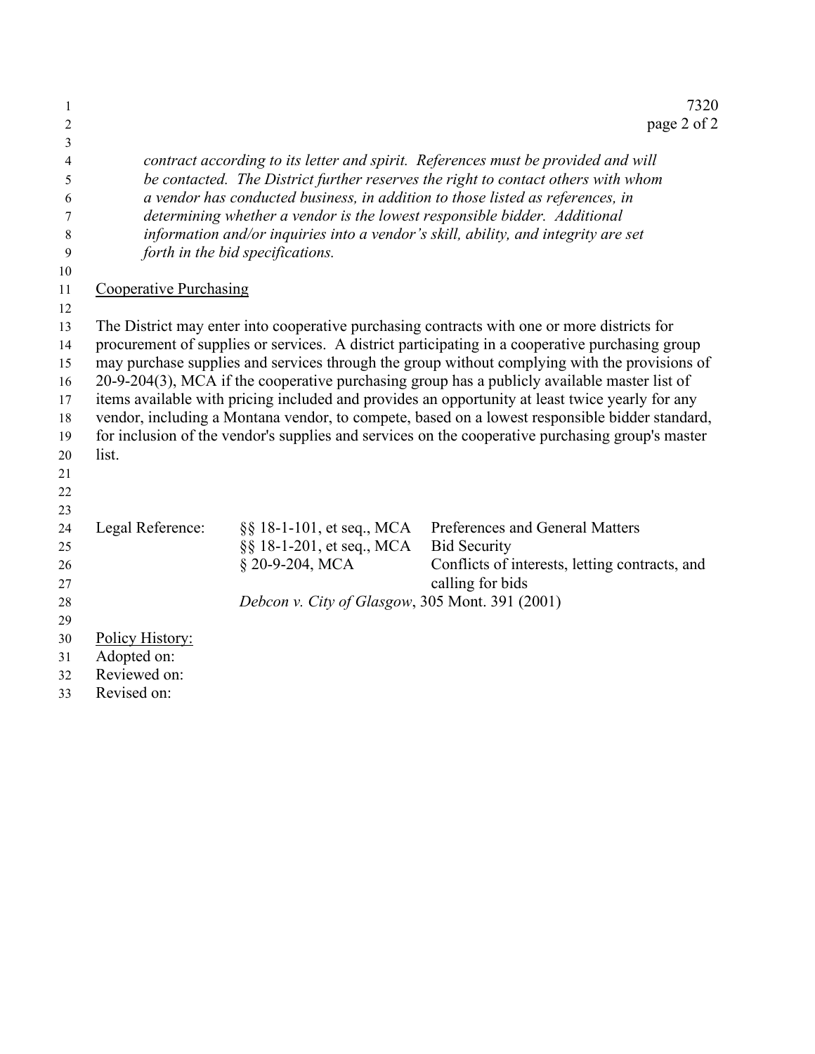*contract according to its letter and spirit. References must be provided and will be contacted. The District further reserves the right to contact others with whom a vendor has conducted business, in addition to those listed as references, in determining whether a vendor is the lowest responsible bidder. Additional information and/or inquiries into a vendor's skill, ability, and integrity are set forth in the bid specifications.*

## Cooperative Purchasing

The District may enter into cooperative purchasing contracts with one or more districts for procurement of supplies or services. A district participating in a cooperative purchasing group may purchase supplies and services through the group without complying with the provisions of 20-9-204(3), MCA if the cooperative purchasing group has a publicly available master list of items available with pricing included and provides an opportunity at least twice yearly for any vendor, including a Montana vendor, to compete, based on a lowest responsible bidder standard, for inclusion of the vendor's supplies and services on the cooperative purchasing group's master list.

| Legal Reference: | §§ 18-1-101, et seq., MCA | Preferences and General Matters |
|---|---|---|
| | §§ 18-1-201, et seq., MCA | Bid Security |
| | § 20-9-204, MCA | Conflicts of interests, letting contracts, and calling for bids |
| | *Debcon v. City of Glasgow*, 305 Mont. 391 (2001) | |

Policy History:
Adopted on:
Reviewed on:
Revised on: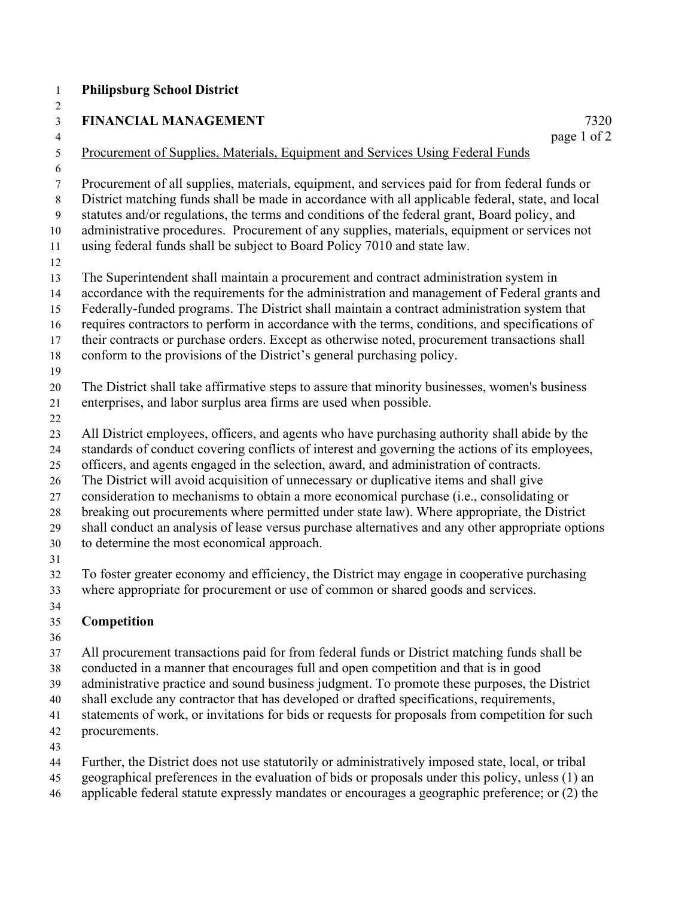**Philipsburg School District**

**FINANCIAL MANAGEMENT** 7320

Procurement of Supplies, Materials, Equipment and Services Using Federal Funds

Procurement of all supplies, materials, equipment, and services paid for from federal funds or District matching funds shall be made in accordance with all applicable federal, state, and local statutes and/or regulations, the terms and conditions of the federal grant, Board policy, and administrative procedures. Procurement of any supplies, materials, equipment or services not using federal funds shall be subject to Board Policy 7010 and state law.

The Superintendent shall maintain a procurement and contract administration system in accordance with the requirements for the administration and management of Federal grants and Federally-funded programs. The District shall maintain a contract administration system that requires contractors to perform in accordance with the terms, conditions, and specifications of their contracts or purchase orders. Except as otherwise noted, procurement transactions shall conform to the provisions of the District's general purchasing policy.

The District shall take affirmative steps to assure that minority businesses, women's business enterprises, and labor surplus area firms are used when possible.

All District employees, officers, and agents who have purchasing authority shall abide by the standards of conduct covering conflicts of interest and governing the actions of its employees, officers, and agents engaged in the selection, award, and administration of contracts. The District will avoid acquisition of unnecessary or duplicative items and shall give consideration to mechanisms to obtain a more economical purchase (i.e., consolidating or breaking out procurements where permitted under state law). Where appropriate, the District shall conduct an analysis of lease versus purchase alternatives and any other appropriate options to determine the most economical approach.

To foster greater economy and efficiency, the District may engage in cooperative purchasing where appropriate for procurement or use of common or shared goods and services.

**Competition**

All procurement transactions paid for from federal funds or District matching funds shall be conducted in a manner that encourages full and open competition and that is in good administrative practice and sound business judgment. To promote these purposes, the District shall exclude any contractor that has developed or drafted specifications, requirements, statements of work, or invitations for bids or requests for proposals from competition for such procurements.

Further, the District does not use statutorily or administratively imposed state, local, or tribal geographical preferences in the evaluation of bids or proposals under this policy, unless (1) an applicable federal statute expressly mandates or encourages a geographic preference; or (2) the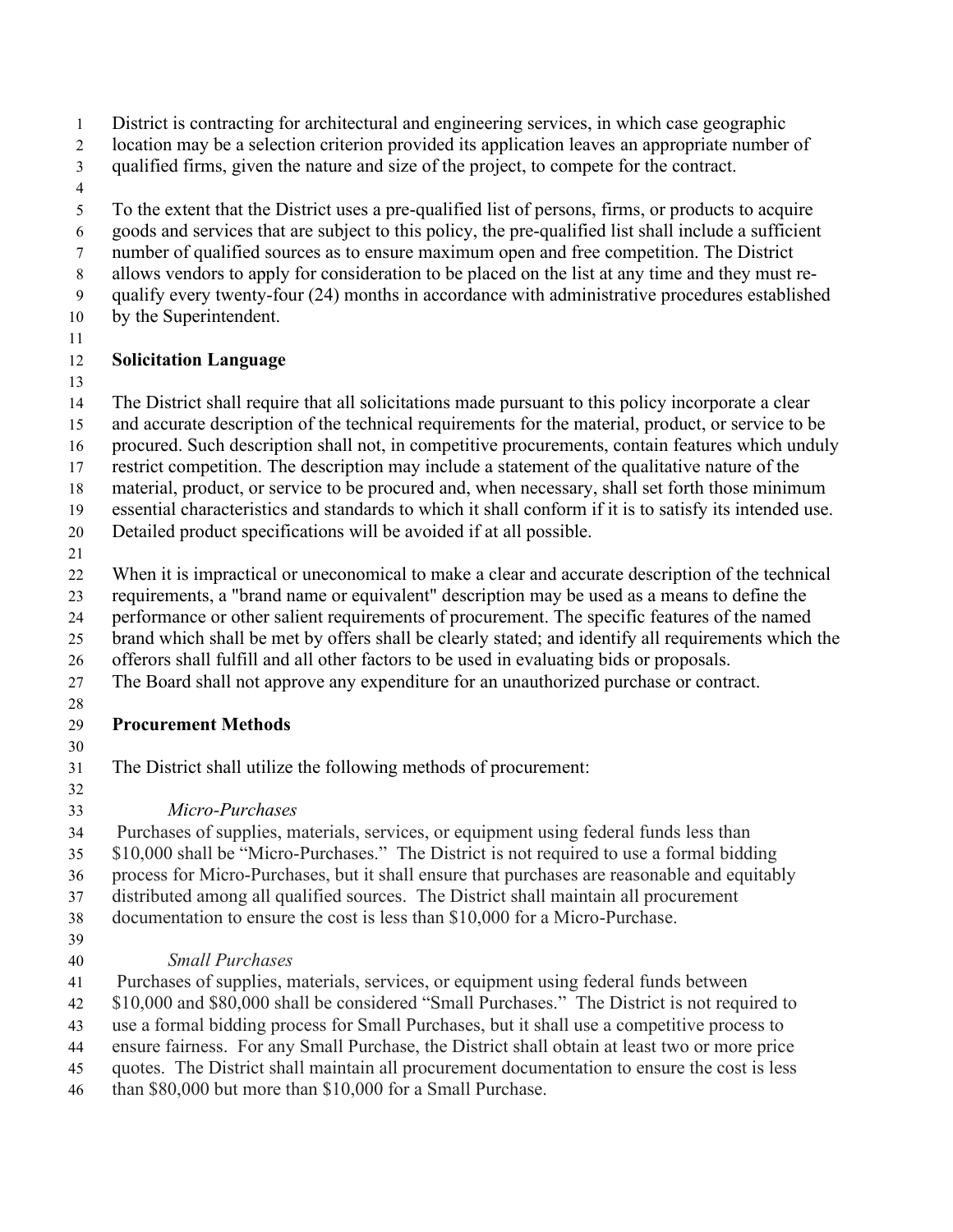District is contracting for architectural and engineering services, in which case geographic location may be a selection criterion provided its application leaves an appropriate number of qualified firms, given the nature and size of the project, to compete for the contract.

To the extent that the District uses a pre-qualified list of persons, firms, or products to acquire goods and services that are subject to this policy, the pre-qualified list shall include a sufficient number of qualified sources as to ensure maximum open and free competition. The District allows vendors to apply for consideration to be placed on the list at any time and they must re-qualify every twenty-four (24) months in accordance with administrative procedures established by the Superintendent.

**Solicitation Language**

The District shall require that all solicitations made pursuant to this policy incorporate a clear and accurate description of the technical requirements for the material, product, or service to be procured. Such description shall not, in competitive procurements, contain features which unduly restrict competition. The description may include a statement of the qualitative nature of the material, product, or service to be procured and, when necessary, shall set forth those minimum essential characteristics and standards to which it shall conform if it is to satisfy its intended use. Detailed product specifications will be avoided if at all possible.

When it is impractical or uneconomical to make a clear and accurate description of the technical requirements, a "brand name or equivalent" description may be used as a means to define the performance or other salient requirements of procurement. The specific features of the named brand which shall be met by offers shall be clearly stated; and identify all requirements which the offerors shall fulfill and all other factors to be used in evaluating bids or proposals.
The Board shall not approve any expenditure for an unauthorized purchase or contract.

**Procurement Methods**

The District shall utilize the following methods of procurement:

*Micro-Purchases*

Purchases of supplies, materials, services, or equipment using federal funds less than \$10,000 shall be "Micro-Purchases." The District is not required to use a formal bidding process for Micro-Purchases, but it shall ensure that purchases are reasonable and equitably distributed among all qualified sources. The District shall maintain all procurement documentation to ensure the cost is less than \$10,000 for a Micro-Purchase.

*Small Purchases*

Purchases of supplies, materials, services, or equipment using federal funds between \$10,000 and \$80,000 shall be considered "Small Purchases." The District is not required to use a formal bidding process for Small Purchases, but it shall use a competitive process to ensure fairness. For any Small Purchase, the District shall obtain at least two or more price quotes. The District shall maintain all procurement documentation to ensure the cost is less than \$80,000 but more than \$10,000 for a Small Purchase.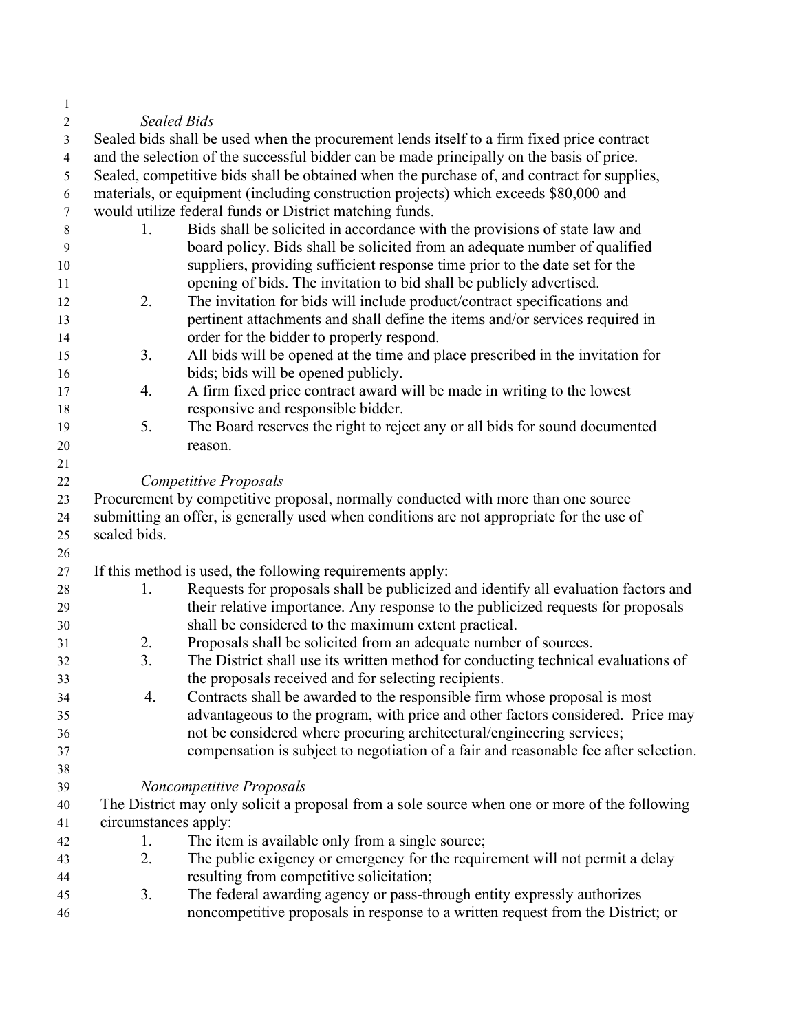*Sealed Bids*

Sealed bids shall be used when the procurement lends itself to a firm fixed price contract and the selection of the successful bidder can be made principally on the basis of price. Sealed, competitive bids shall be obtained when the purchase of, and contract for supplies, materials, or equipment (including construction projects) which exceeds $80,000 and would utilize federal funds or District matching funds.

1. Bids shall be solicited in accordance with the provisions of state law and board policy. Bids shall be solicited from an adequate number of qualified suppliers, providing sufficient response time prior to the date set for the opening of bids. The invitation to bid shall be publicly advertised.
2. The invitation for bids will include product/contract specifications and pertinent attachments and shall define the items and/or services required in order for the bidder to properly respond.
3. All bids will be opened at the time and place prescribed in the invitation for bids; bids will be opened publicly.
4. A firm fixed price contract award will be made in writing to the lowest responsive and responsible bidder.
5. The Board reserves the right to reject any or all bids for sound documented reason.

*Competitive Proposals*

Procurement by competitive proposal, normally conducted with more than one source submitting an offer, is generally used when conditions are not appropriate for the use of sealed bids.

If this method is used, the following requirements apply:

1. Requests for proposals shall be publicized and identify all evaluation factors and their relative importance. Any response to the publicized requests for proposals shall be considered to the maximum extent practical.
2. Proposals shall be solicited from an adequate number of sources.
3. The District shall use its written method for conducting technical evaluations of the proposals received and for selecting recipients.
4. Contracts shall be awarded to the responsible firm whose proposal is most advantageous to the program, with price and other factors considered. Price may not be considered where procuring architectural/engineering services; compensation is subject to negotiation of a fair and reasonable fee after selection.

*Noncompetitive Proposals*

The District may only solicit a proposal from a sole source when one or more of the following circumstances apply:

1. The item is available only from a single source;
2. The public exigency or emergency for the requirement will not permit a delay resulting from competitive solicitation;
3. The federal awarding agency or pass-through entity expressly authorizes noncompetitive proposals in response to a written request from the District; or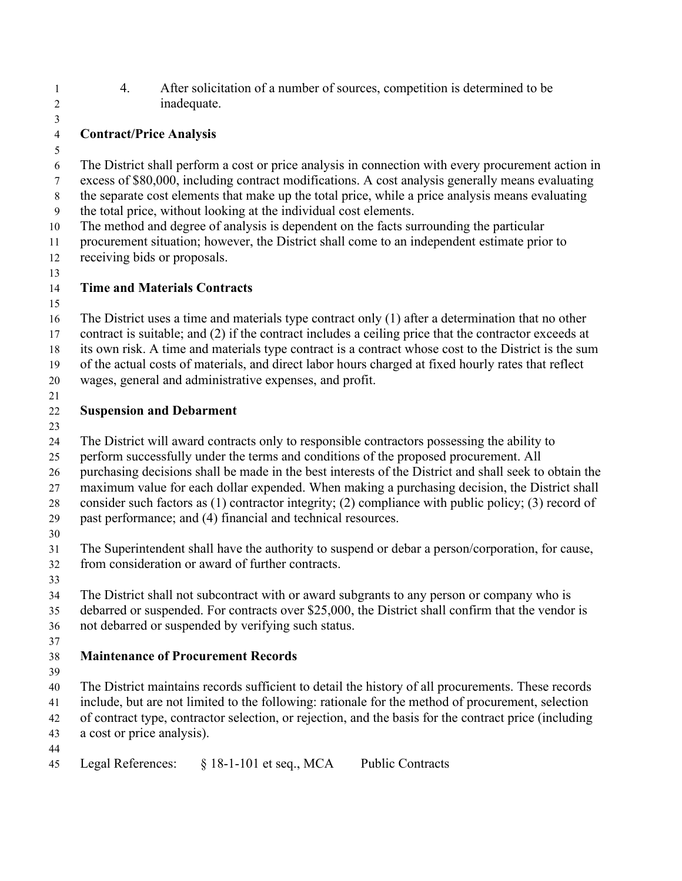4. After solicitation of a number of sources, competition is determined to be inadequate.

**Contract/Price Analysis**

The District shall perform a cost or price analysis in connection with every procurement action in excess of $80,000, including contract modifications. A cost analysis generally means evaluating the separate cost elements that make up the total price, while a price analysis means evaluating the total price, without looking at the individual cost elements.
The method and degree of analysis is dependent on the facts surrounding the particular procurement situation; however, the District shall come to an independent estimate prior to receiving bids or proposals.

**Time and Materials Contracts**

The District uses a time and materials type contract only (1) after a determination that no other contract is suitable; and (2) if the contract includes a ceiling price that the contractor exceeds at its own risk. A time and materials type contract is a contract whose cost to the District is the sum of the actual costs of materials, and direct labor hours charged at fixed hourly rates that reflect wages, general and administrative expenses, and profit.

**Suspension and Debarment**

The District will award contracts only to responsible contractors possessing the ability to perform successfully under the terms and conditions of the proposed procurement. All purchasing decisions shall be made in the best interests of the District and shall seek to obtain the maximum value for each dollar expended. When making a purchasing decision, the District shall consider such factors as (1) contractor integrity; (2) compliance with public policy; (3) record of past performance; and (4) financial and technical resources.

The Superintendent shall have the authority to suspend or debar a person/corporation, for cause, from consideration or award of further contracts.

The District shall not subcontract with or award subgrants to any person or company who is debarred or suspended. For contracts over $25,000, the District shall confirm that the vendor is not debarred or suspended by verifying such status.

**Maintenance of Procurement Records**

The District maintains records sufficient to detail the history of all procurements. These records include, but are not limited to the following: rationale for the method of procurement, selection of contract type, contractor selection, or rejection, and the basis for the contract price (including a cost or price analysis).

Legal References: § 18-1-101 et seq., MCA Public Contracts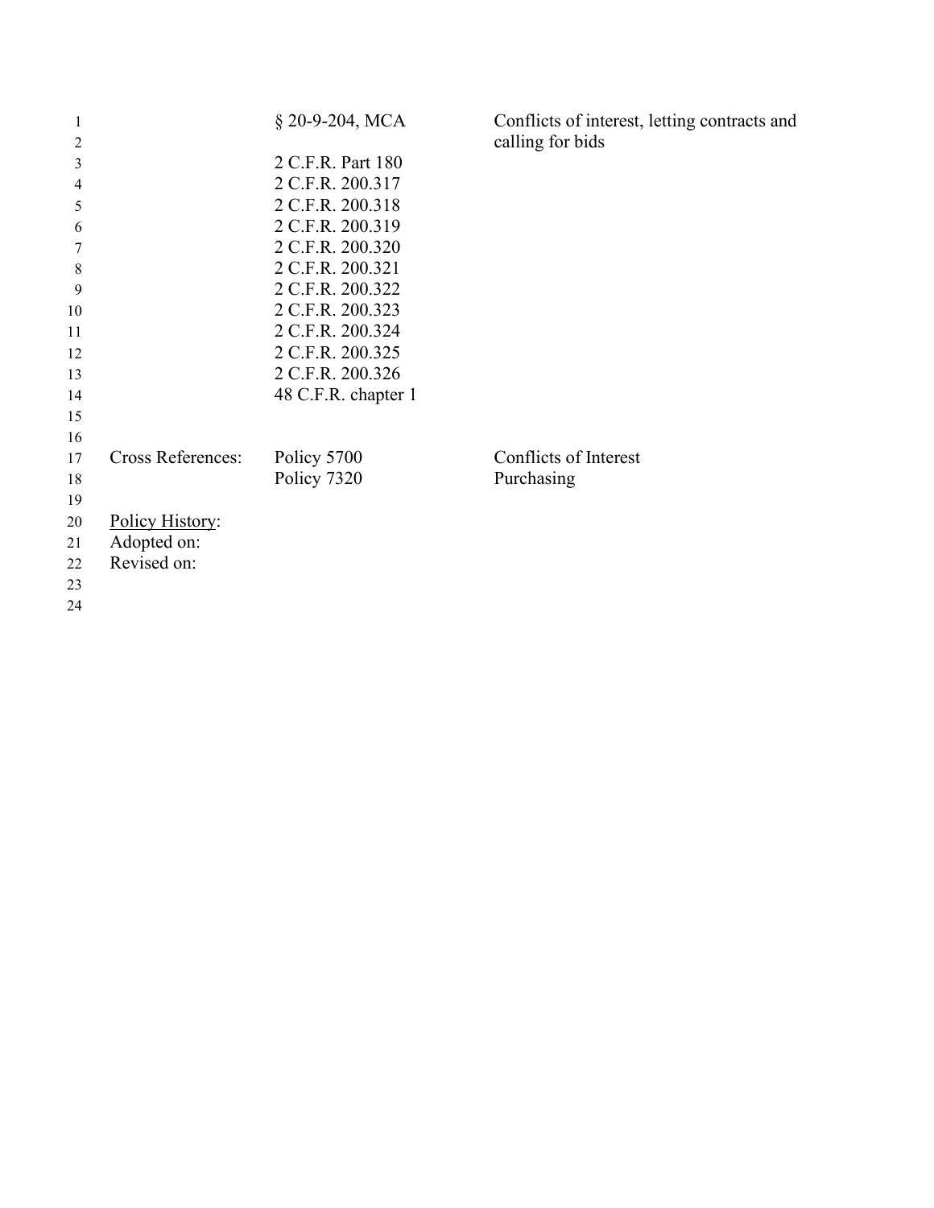| | | |
|---|---|---|
| | § 20-9-204, MCA | Conflicts of interest, letting contracts and calling for bids |
| | 2 C.F.R. Part 180 | |
| | 2 C.F.R. 200.317 | |
| | 2 C.F.R. 200.318 | |
| | 2 C.F.R. 200.319 | |
| | 2 C.F.R. 200.320 | |
| | 2 C.F.R. 200.321 | |
| | 2 C.F.R. 200.322 | |
| | 2 C.F.R. 200.323 | |
| | 2 C.F.R. 200.324 | |
| | 2 C.F.R. 200.325 | |
| | 2 C.F.R. 200.326 | |
| | 48 C.F.R. chapter 1 | |

| | | |
|---|---|---|
| Cross References: | Policy 5700 | Conflicts of Interest |
| | Policy 7320 | Purchasing |

<u>Policy History</u>:
Adopted on:
Revised on: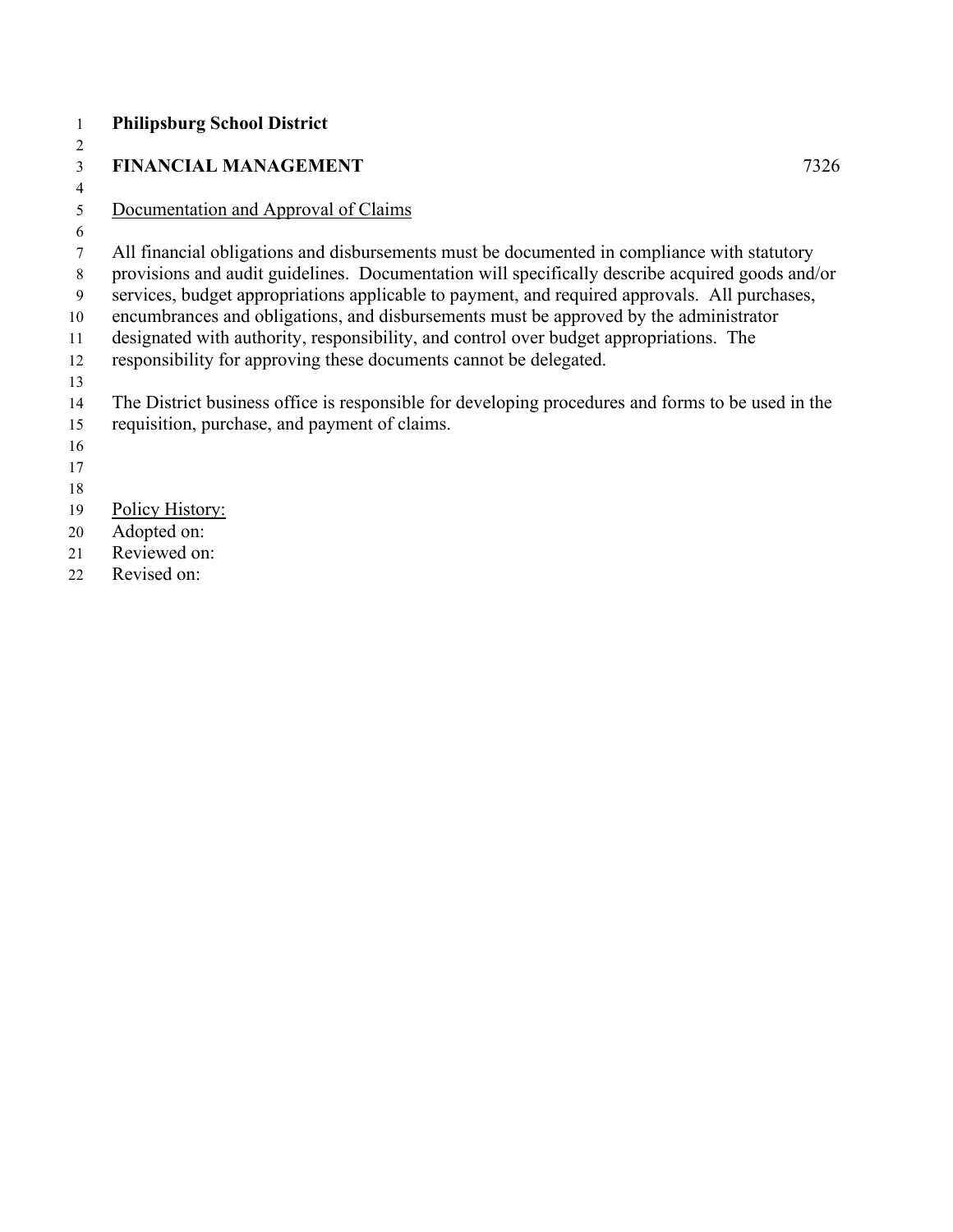**Philipsburg School District**

**FINANCIAL MANAGEMENT** 7326

Documentation and Approval of Claims

All financial obligations and disbursements must be documented in compliance with statutory provisions and audit guidelines. Documentation will specifically describe acquired goods and/or services, budget appropriations applicable to payment, and required approvals. All purchases, encumbrances and obligations, and disbursements must be approved by the administrator designated with authority, responsibility, and control over budget appropriations. The responsibility for approving these documents cannot be delegated.

The District business office is responsible for developing procedures and forms to be used in the requisition, purchase, and payment of claims.

Policy History:
Adopted on:
Reviewed on:
Revised on: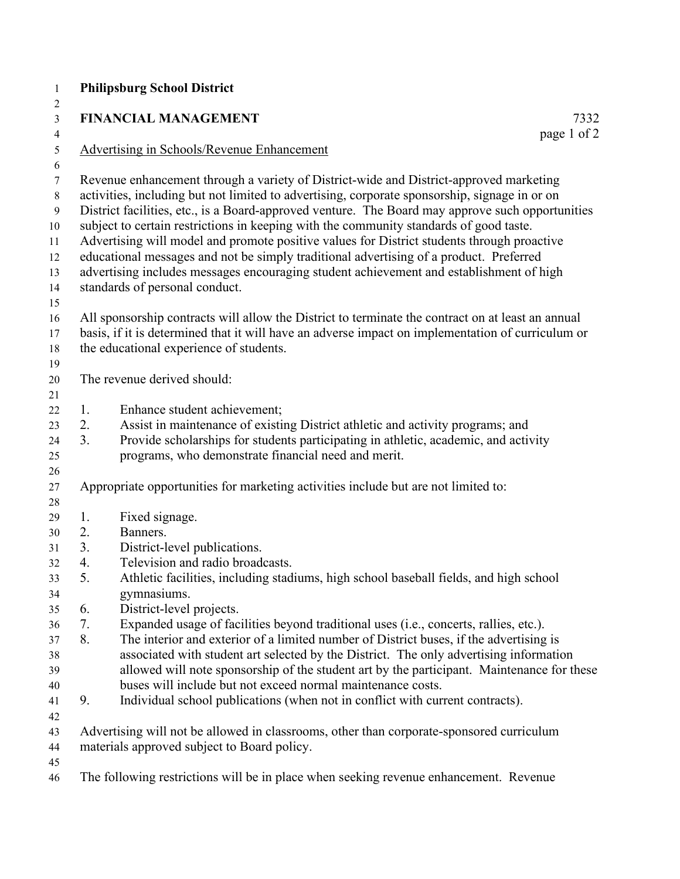**Philipsburg School District**

**FINANCIAL MANAGEMENT** 7332

Advertising in Schools/Revenue Enhancement

Revenue enhancement through a variety of District-wide and District-approved marketing activities, including but not limited to advertising, corporate sponsorship, signage in or on District facilities, etc., is a Board-approved venture. The Board may approve such opportunities subject to certain restrictions in keeping with the community standards of good taste. Advertising will model and promote positive values for District students through proactive educational messages and not be simply traditional advertising of a product. Preferred advertising includes messages encouraging student achievement and establishment of high standards of personal conduct.

All sponsorship contracts will allow the District to terminate the contract on at least an annual basis, if it is determined that it will have an adverse impact on implementation of curriculum or the educational experience of students.

The revenue derived should:

1. Enhance student achievement;
2. Assist in maintenance of existing District athletic and activity programs; and
3. Provide scholarships for students participating in athletic, academic, and activity programs, who demonstrate financial need and merit.

Appropriate opportunities for marketing activities include but are not limited to:

1. Fixed signage.
2. Banners.
3. District-level publications.
4. Television and radio broadcasts.
5. Athletic facilities, including stadiums, high school baseball fields, and high school gymnasiums.
6. District-level projects.
7. Expanded usage of facilities beyond traditional uses (i.e., concerts, rallies, etc.).
8. The interior and exterior of a limited number of District buses, if the advertising is associated with student art selected by the District. The only advertising information allowed will note sponsorship of the student art by the participant. Maintenance for these buses will include but not exceed normal maintenance costs.
9. Individual school publications (when not in conflict with current contracts).

Advertising will not be allowed in classrooms, other than corporate-sponsored curriculum materials approved subject to Board policy.

The following restrictions will be in place when seeking revenue enhancement. Revenue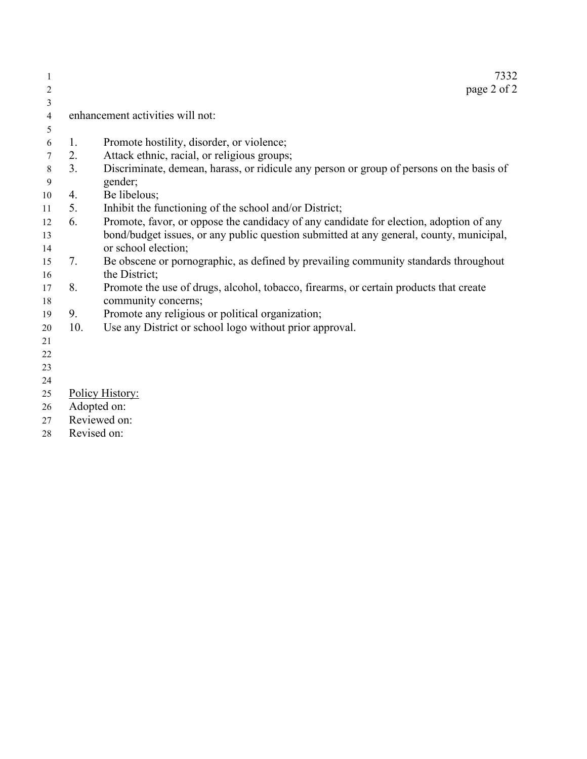enhancement activities will not:

1. Promote hostility, disorder, or violence;
2. Attack ethnic, racial, or religious groups;
3. Discriminate, demean, harass, or ridicule any person or group of persons on the basis of gender;
4. Be libelous;
5. Inhibit the functioning of the school and/or District;
6. Promote, favor, or oppose the candidacy of any candidate for election, adoption of any bond/budget issues, or any public question submitted at any general, county, municipal, or school election;
7. Be obscene or pornographic, as defined by prevailing community standards throughout the District;
8. Promote the use of drugs, alcohol, tobacco, firearms, or certain products that create community concerns;
9. Promote any religious or political organization;
10. Use any District or school logo without prior approval.

Policy History:
Adopted on:
Reviewed on:
Revised on: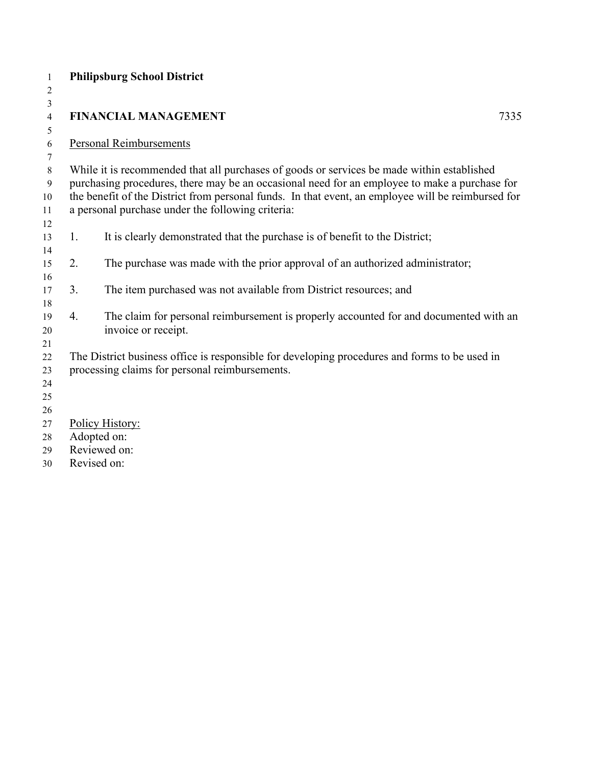**Philipsburg School District**

**FINANCIAL MANAGEMENT** 7335

Personal Reimbursements

While it is recommended that all purchases of goods or services be made within established purchasing procedures, there may be an occasional need for an employee to make a purchase for the benefit of the District from personal funds. In that event, an employee will be reimbursed for a personal purchase under the following criteria:

1. It is clearly demonstrated that the purchase is of benefit to the District;

2. The purchase was made with the prior approval of an authorized administrator;

3. The item purchased was not available from District resources; and

4. The claim for personal reimbursement is properly accounted for and documented with an invoice or receipt.

The District business office is responsible for developing procedures and forms to be used in processing claims for personal reimbursements.

Policy History:
Adopted on:
Reviewed on:
Revised on: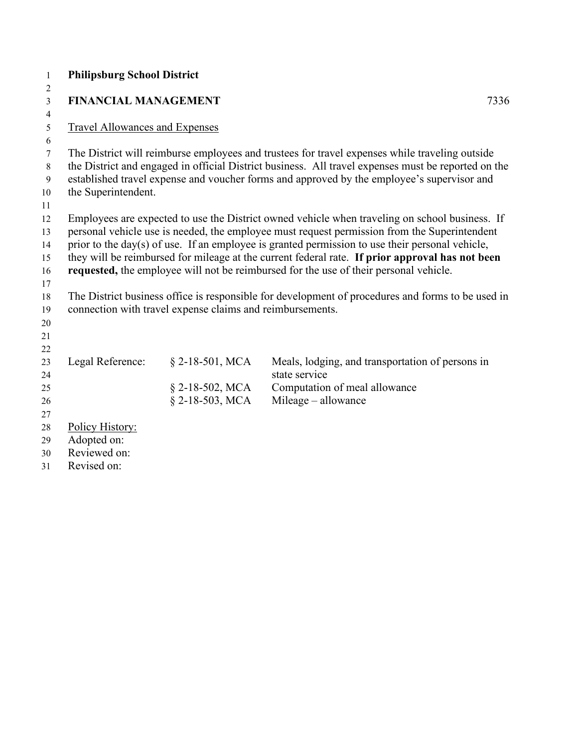**Philipsburg School District**

**FINANCIAL MANAGEMENT** 7336

Travel Allowances and Expenses

The District will reimburse employees and trustees for travel expenses while traveling outside the District and engaged in official District business. All travel expenses must be reported on the established travel expense and voucher forms and approved by the employee's supervisor and the Superintendent.

Employees are expected to use the District owned vehicle when traveling on school business. If personal vehicle use is needed, the employee must request permission from the Superintendent prior to the day(s) of use. If an employee is granted permission to use their personal vehicle, they will be reimbursed for mileage at the current federal rate. **If prior approval has not been requested,** the employee will not be reimbursed for the use of their personal vehicle.

The District business office is responsible for development of procedures and forms to be used in connection with travel expense claims and reimbursements.

| Legal Reference: | § 2-18-501, MCA | Meals, lodging, and transportation of persons in state service |
|---|---|---|
| | § 2-18-502, MCA | Computation of meal allowance |
| | § 2-18-503, MCA | Mileage – allowance |

Policy History:
Adopted on:
Reviewed on:
Revised on: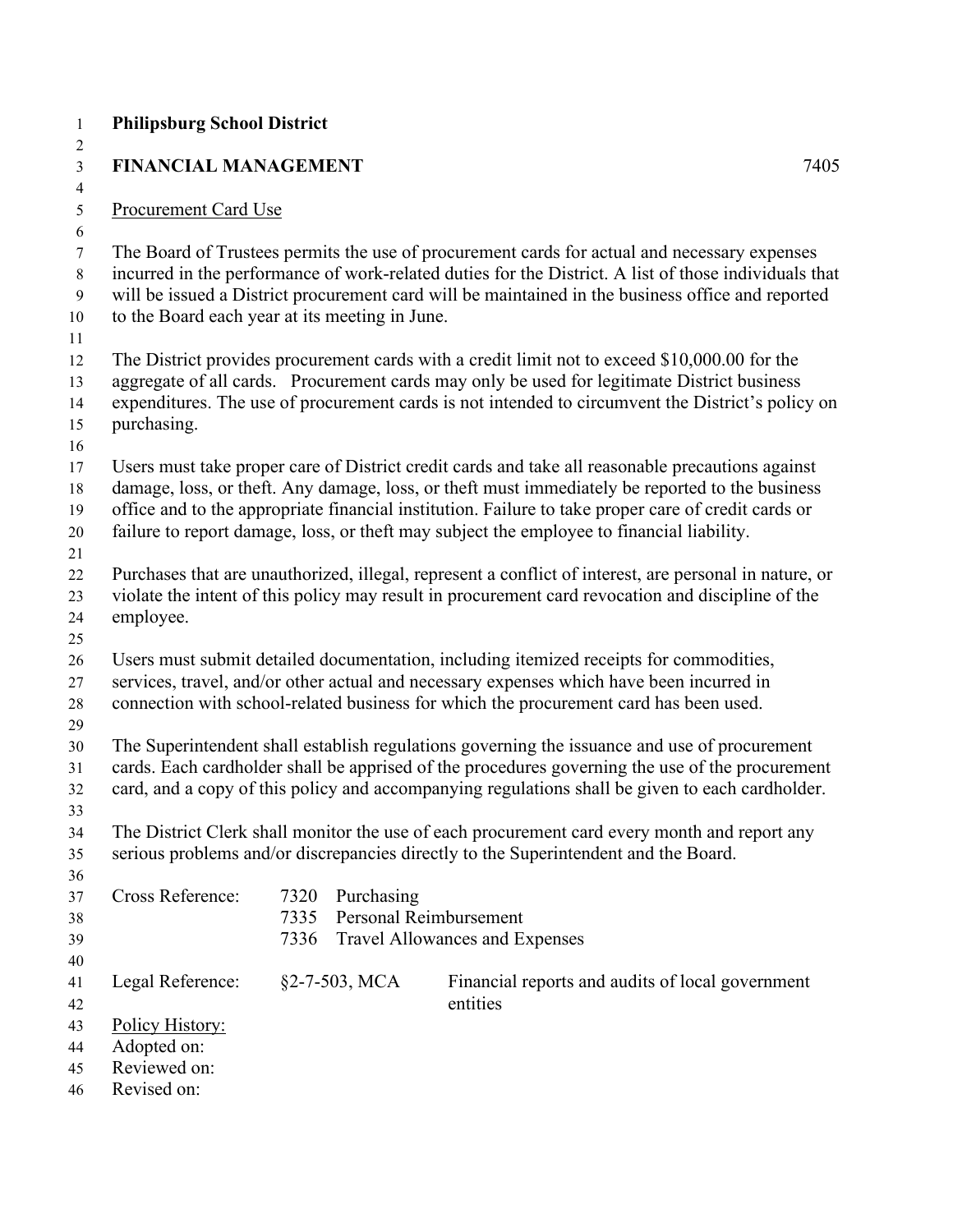**Philipsburg School District**

**FINANCIAL MANAGEMENT** 7405

Procurement Card Use

The Board of Trustees permits the use of procurement cards for actual and necessary expenses incurred in the performance of work-related duties for the District. A list of those individuals that will be issued a District procurement card will be maintained in the business office and reported to the Board each year at its meeting in June.

The District provides procurement cards with a credit limit not to exceed $10,000.00 for the aggregate of all cards. Procurement cards may only be used for legitimate District business expenditures. The use of procurement cards is not intended to circumvent the District's policy on purchasing.

Users must take proper care of District credit cards and take all reasonable precautions against damage, loss, or theft. Any damage, loss, or theft must immediately be reported to the business office and to the appropriate financial institution. Failure to take proper care of credit cards or failure to report damage, loss, or theft may subject the employee to financial liability.

Purchases that are unauthorized, illegal, represent a conflict of interest, are personal in nature, or violate the intent of this policy may result in procurement card revocation and discipline of the employee.

Users must submit detailed documentation, including itemized receipts for commodities, services, travel, and/or other actual and necessary expenses which have been incurred in connection with school-related business for which the procurement card has been used.

The Superintendent shall establish regulations governing the issuance and use of procurement cards. Each cardholder shall be apprised of the procedures governing the use of the procurement card, and a copy of this policy and accompanying regulations shall be given to each cardholder.

The District Clerk shall monitor the use of each procurement card every month and report any serious problems and/or discrepancies directly to the Superintendent and the Board.

Cross Reference: 7320 Purchasing
7335 Personal Reimbursement
7336 Travel Allowances and Expenses

Legal Reference: §2-7-503, MCA Financial reports and audits of local government entities

Policy History:
Adopted on:
Reviewed on:
Revised on: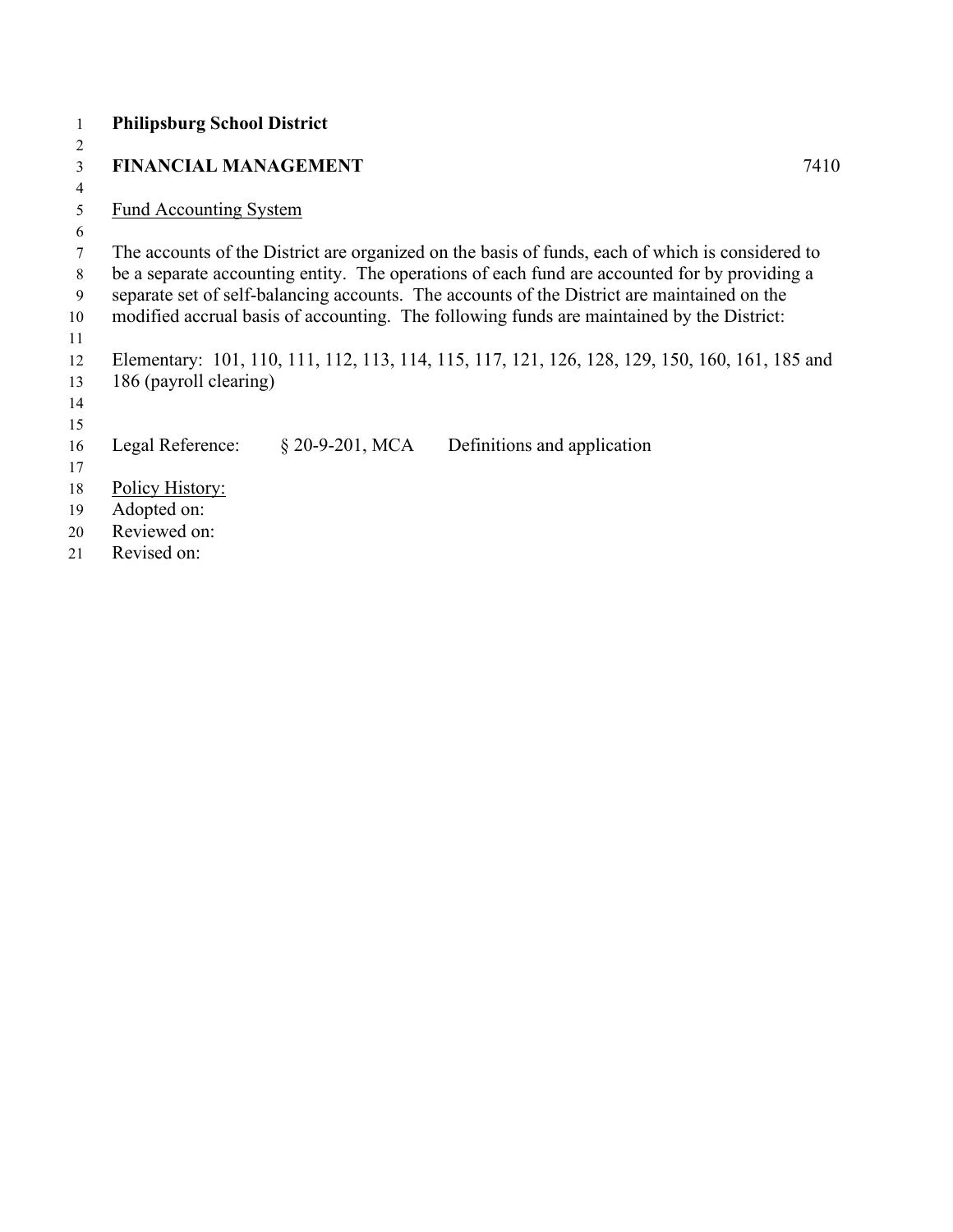**Philipsburg School District**

**FINANCIAL MANAGEMENT** 7410

Fund Accounting System

The accounts of the District are organized on the basis of funds, each of which is considered to be a separate accounting entity. The operations of each fund are accounted for by providing a separate set of self-balancing accounts. The accounts of the District are maintained on the modified accrual basis of accounting. The following funds are maintained by the District:

Elementary: 101, 110, 111, 112, 113, 114, 115, 117, 121, 126, 128, 129, 150, 160, 161, 185 and 186 (payroll clearing)

Legal Reference: § 20-9-201, MCA Definitions and application

Policy History:
Adopted on:
Reviewed on:
Revised on: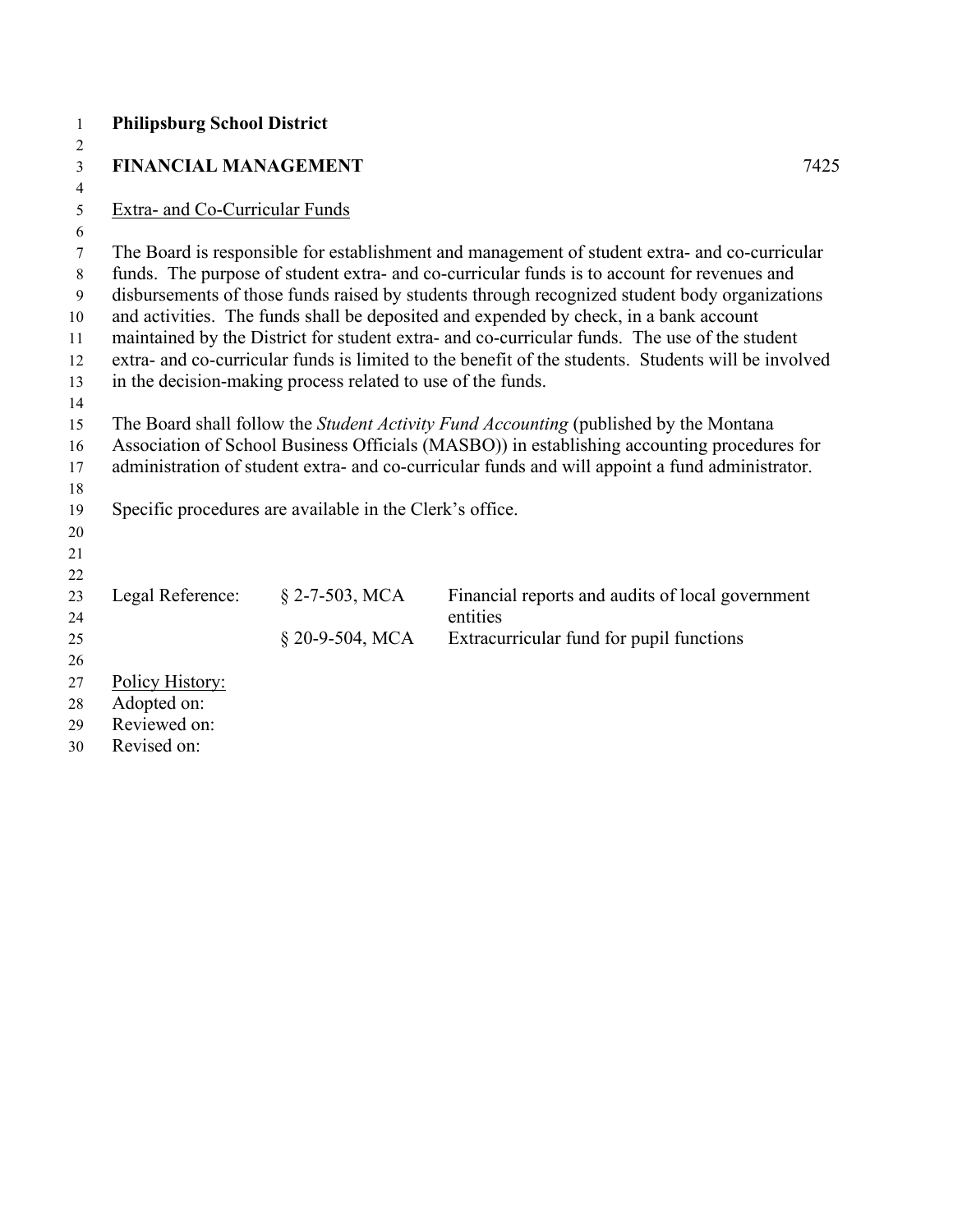**Philipsburg School District**

**FINANCIAL MANAGEMENT** 7425

Extra- and Co-Curricular Funds

The Board is responsible for establishment and management of student extra- and co-curricular funds. The purpose of student extra- and co-curricular funds is to account for revenues and disbursements of those funds raised by students through recognized student body organizations and activities. The funds shall be deposited and expended by check, in a bank account maintained by the District for student extra- and co-curricular funds. The use of the student extra- and co-curricular funds is limited to the benefit of the students. Students will be involved in the decision-making process related to use of the funds.

The Board shall follow the *Student Activity Fund Accounting* (published by the Montana Association of School Business Officials (MASBO)) in establishing accounting procedures for administration of student extra- and co-curricular funds and will appoint a fund administrator.

Specific procedures are available in the Clerk's office.

| Legal Reference: | § 2-7-503, MCA | Financial reports and audits of local government entities |
|---|---|---|
| | § 20-9-504, MCA | Extracurricular fund for pupil functions |

Policy History:
Adopted on:
Reviewed on:
Revised on: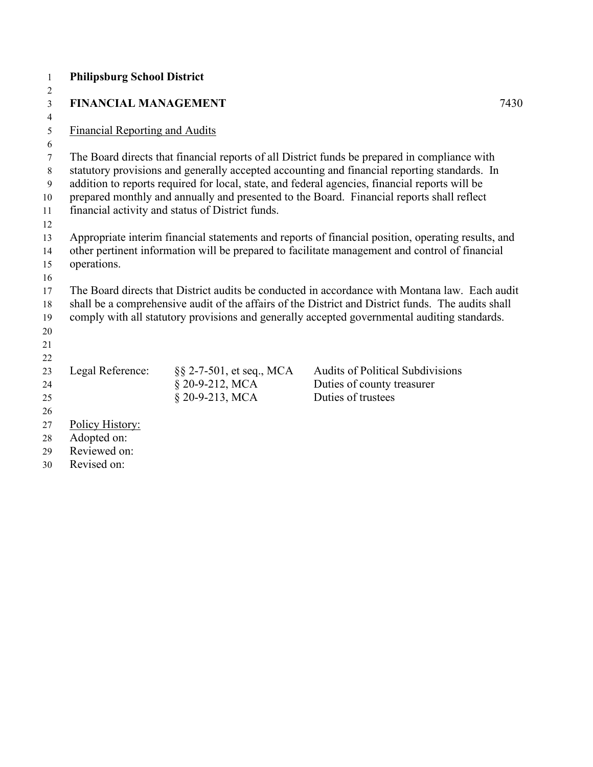**Philipsburg School District**

**FINANCIAL MANAGEMENT** 7430

Financial Reporting and Audits

The Board directs that financial reports of all District funds be prepared in compliance with statutory provisions and generally accepted accounting and financial reporting standards. In addition to reports required for local, state, and federal agencies, financial reports will be prepared monthly and annually and presented to the Board. Financial reports shall reflect financial activity and status of District funds.

Appropriate interim financial statements and reports of financial position, operating results, and other pertinent information will be prepared to facilitate management and control of financial operations.

The Board directs that District audits be conducted in accordance with Montana law. Each audit shall be a comprehensive audit of the affairs of the District and District funds. The audits shall comply with all statutory provisions and generally accepted governmental auditing standards.

| Legal Reference: | §§ 2-7-501, et seq., MCA | Audits of Political Subdivisions |
|---|---|---|
| | § 20-9-212, MCA | Duties of county treasurer |
| | § 20-9-213, MCA | Duties of trustees |

Policy History:
Adopted on:
Reviewed on:
Revised on: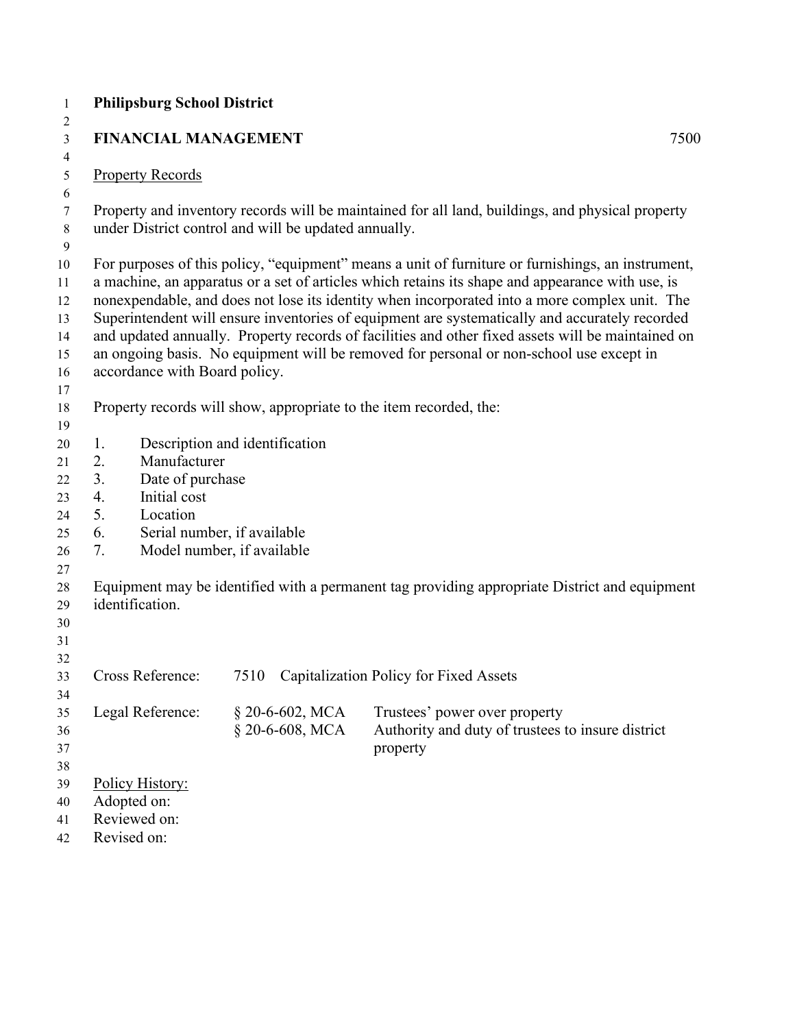**Philipsburg School District**

**FINANCIAL MANAGEMENT** 7500

Property Records

Property and inventory records will be maintained for all land, buildings, and physical property under District control and will be updated annually.

For purposes of this policy, "equipment" means a unit of furniture or furnishings, an instrument, a machine, an apparatus or a set of articles which retains its shape and appearance with use, is nonexpendable, and does not lose its identity when incorporated into a more complex unit. The Superintendent will ensure inventories of equipment are systematically and accurately recorded and updated annually. Property records of facilities and other fixed assets will be maintained on an ongoing basis. No equipment will be removed for personal or non-school use except in accordance with Board policy.

Property records will show, appropriate to the item recorded, the:

1. Description and identification
2. Manufacturer
3. Date of purchase
4. Initial cost
5. Location
6. Serial number, if available
7. Model number, if available

Equipment may be identified with a permanent tag providing appropriate District and equipment identification.

Cross Reference: 7510 Capitalization Policy for Fixed Assets

Legal Reference: § 20-6-602, MCA Trustees' power over property
§ 20-6-608, MCA Authority and duty of trustees to insure district property

Policy History:
Adopted on:
Reviewed on:
Revised on: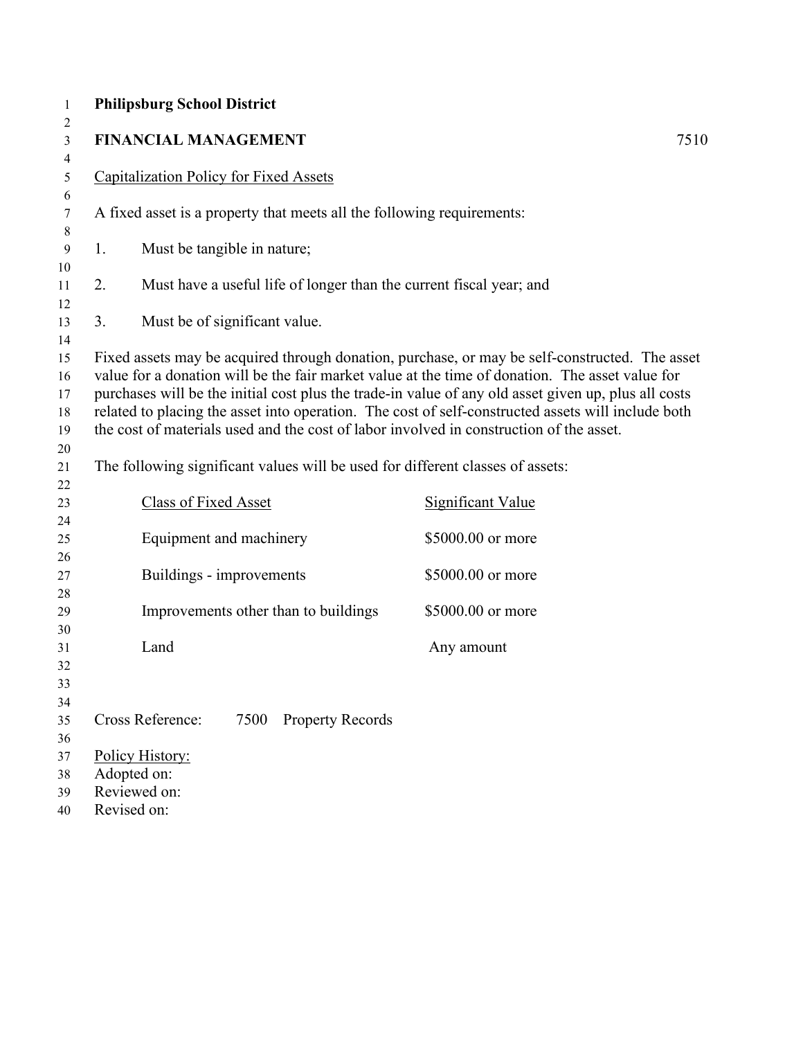**Philipsburg School District**

**FINANCIAL MANAGEMENT** 7510

Capitalization Policy for Fixed Assets

A fixed asset is a property that meets all the following requirements:

1. Must be tangible in nature;

2. Must have a useful life of longer than the current fiscal year; and

3. Must be of significant value.

Fixed assets may be acquired through donation, purchase, or may be self-constructed. The asset value for a donation will be the fair market value at the time of donation. The asset value for purchases will be the initial cost plus the trade-in value of any old asset given up, plus all costs related to placing the asset into operation. The cost of self-constructed assets will include both the cost of materials used and the cost of labor involved in construction of the asset.

The following significant values will be used for different classes of assets:

| Class of Fixed Asset | Significant Value |
|---|---|
| Equipment and machinery | $5000.00 or more |
| Buildings - improvements | $5000.00 or more |
| Improvements other than to buildings | $5000.00 or more |
| Land | Any amount |

Cross Reference: 7500 Property Records

Policy History:
Adopted on:
Reviewed on:
Revised on: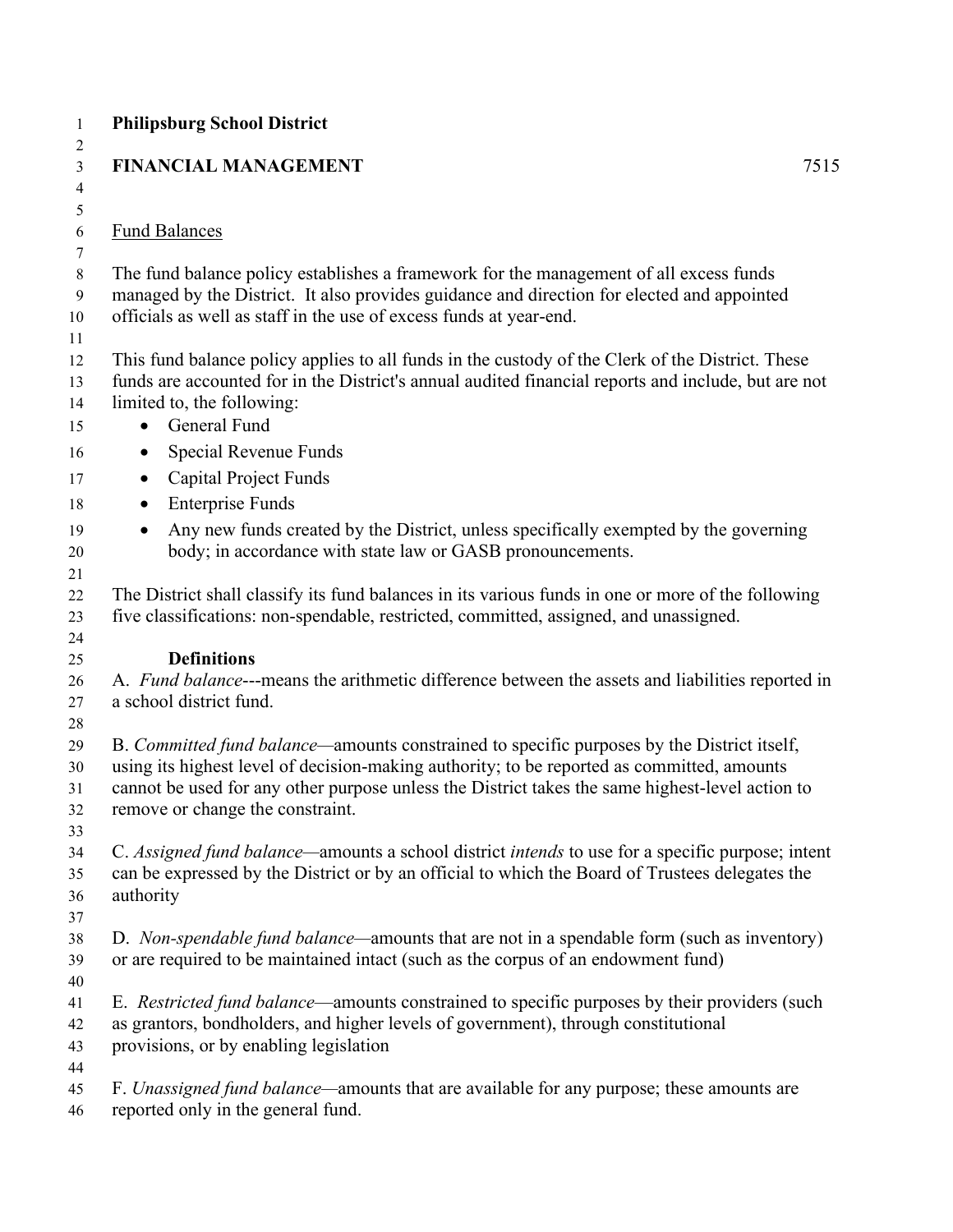**Philipsburg School District**

**FINANCIAL MANAGEMENT** 7515

Fund Balances

The fund balance policy establishes a framework for the management of all excess funds managed by the District. It also provides guidance and direction for elected and appointed officials as well as staff in the use of excess funds at year-end.

This fund balance policy applies to all funds in the custody of the Clerk of the District. These funds are accounted for in the District's annual audited financial reports and include, but are not limited to, the following:

- General Fund
- Special Revenue Funds
- Capital Project Funds
- Enterprise Funds
- Any new funds created by the District, unless specifically exempted by the governing body; in accordance with state law or GASB pronouncements.

The District shall classify its fund balances in its various funds in one or more of the following five classifications: non-spendable, restricted, committed, assigned, and unassigned.

**Definitions**

A. *Fund balance*---means the arithmetic difference between the assets and liabilities reported in a school district fund.

B. *Committed fund balance*—amounts constrained to specific purposes by the District itself, using its highest level of decision-making authority; to be reported as committed, amounts cannot be used for any other purpose unless the District takes the same highest-level action to remove or change the constraint.

C. *Assigned fund balance*—amounts a school district *intends* to use for a specific purpose; intent can be expressed by the District or by an official to which the Board of Trustees delegates the authority

D. *Non-spendable fund balance*—amounts that are not in a spendable form (such as inventory) or are required to be maintained intact (such as the corpus of an endowment fund)

E. *Restricted fund balance*—amounts constrained to specific purposes by their providers (such as grantors, bondholders, and higher levels of government), through constitutional provisions, or by enabling legislation

F. *Unassigned fund balance*—amounts that are available for any purpose; these amounts are reported only in the general fund.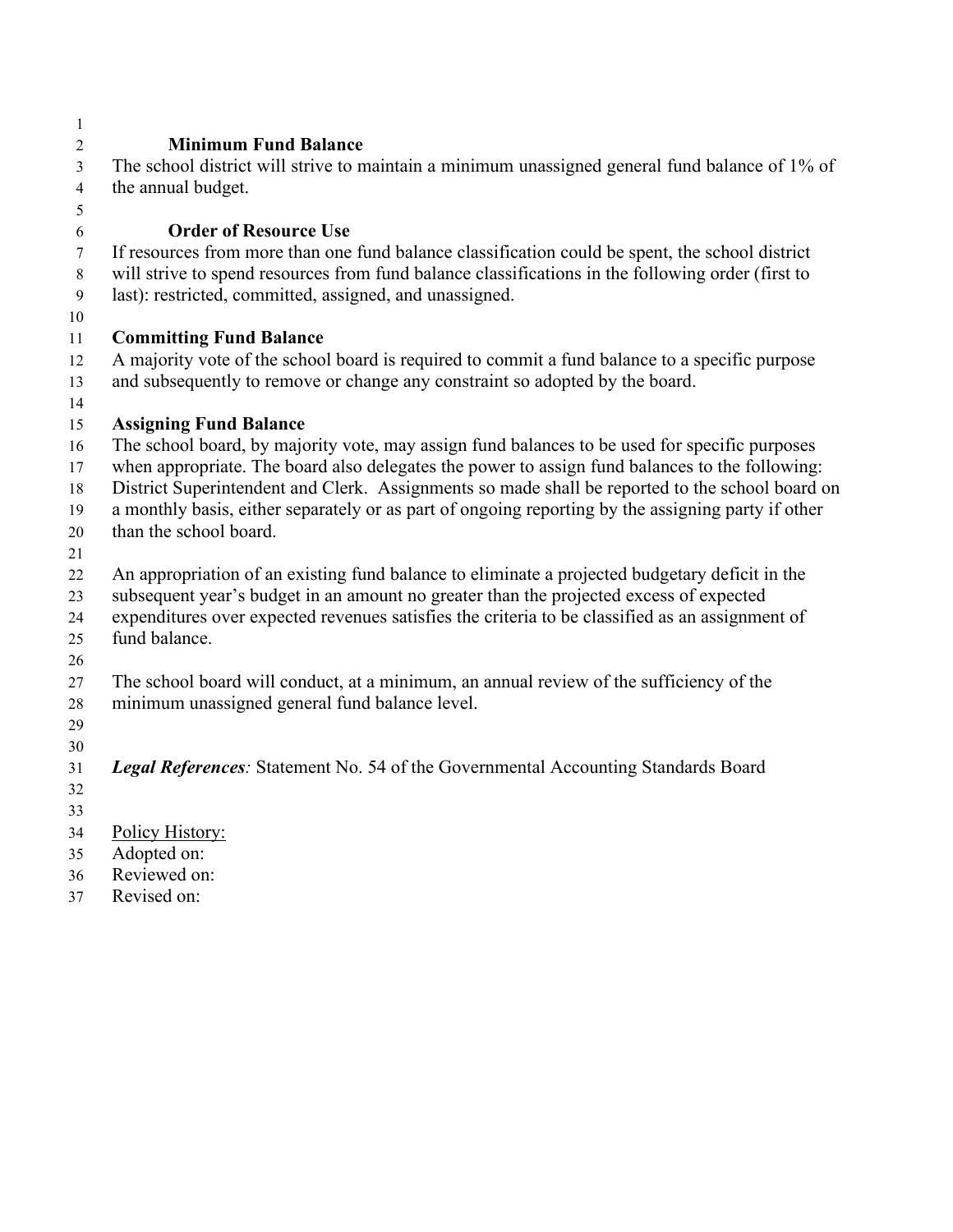### Minimum Fund Balance

The school district will strive to maintain a minimum unassigned general fund balance of 1% of the annual budget.

### Order of Resource Use

If resources from more than one fund balance classification could be spent, the school district will strive to spend resources from fund balance classifications in the following order (first to last): restricted, committed, assigned, and unassigned.

## Committing Fund Balance

A majority vote of the school board is required to commit a fund balance to a specific purpose and subsequently to remove or change any constraint so adopted by the board.

## Assigning Fund Balance

The school board, by majority vote, may assign fund balances to be used for specific purposes when appropriate. The board also delegates the power to assign fund balances to the following: District Superintendent and Clerk. Assignments so made shall be reported to the school board on a monthly basis, either separately or as part of ongoing reporting by the assigning party if other than the school board.

An appropriation of an existing fund balance to eliminate a projected budgetary deficit in the subsequent year's budget in an amount no greater than the projected excess of expected expenditures over expected revenues satisfies the criteria to be classified as an assignment of fund balance.

The school board will conduct, at a minimum, an annual review of the sufficiency of the minimum unassigned general fund balance level.

***Legal References**:* Statement No. 54 of the Governmental Accounting Standards Board

Policy History:
Adopted on:
Reviewed on:
Revised on: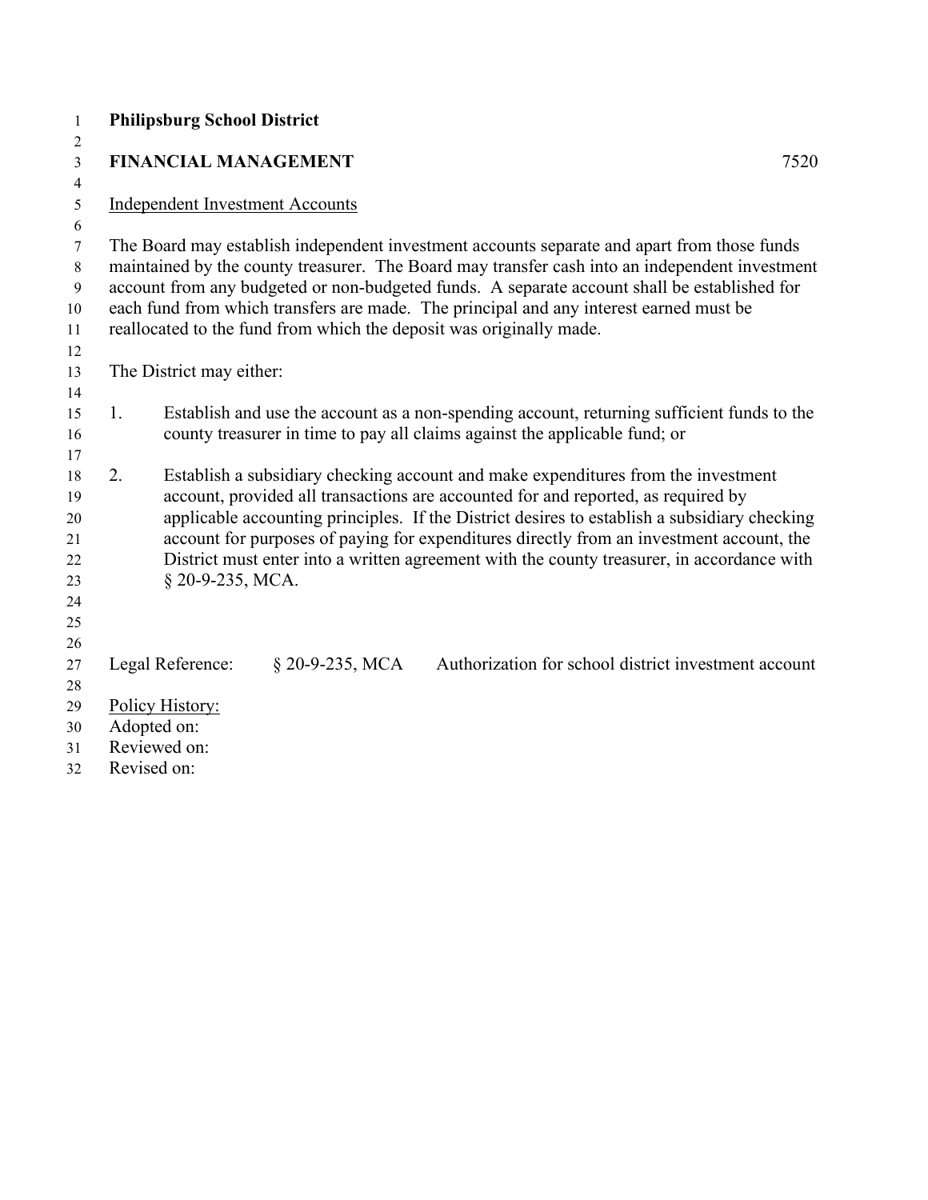**Philipsburg School District**

**FINANCIAL MANAGEMENT** 7520

Independent Investment Accounts

The Board may establish independent investment accounts separate and apart from those funds maintained by the county treasurer. The Board may transfer cash into an independent investment account from any budgeted or non-budgeted funds. A separate account shall be established for each fund from which transfers are made. The principal and any interest earned must be reallocated to the fund from which the deposit was originally made.

The District may either:

1. Establish and use the account as a non-spending account, returning sufficient funds to the county treasurer in time to pay all claims against the applicable fund; or

2. Establish a subsidiary checking account and make expenditures from the investment account, provided all transactions are accounted for and reported, as required by applicable accounting principles. If the District desires to establish a subsidiary checking account for purposes of paying for expenditures directly from an investment account, the District must enter into a written agreement with the county treasurer, in accordance with § 20-9-235, MCA.

Legal Reference: § 20-9-235, MCA Authorization for school district investment account

Policy History:
Adopted on:
Reviewed on:
Revised on: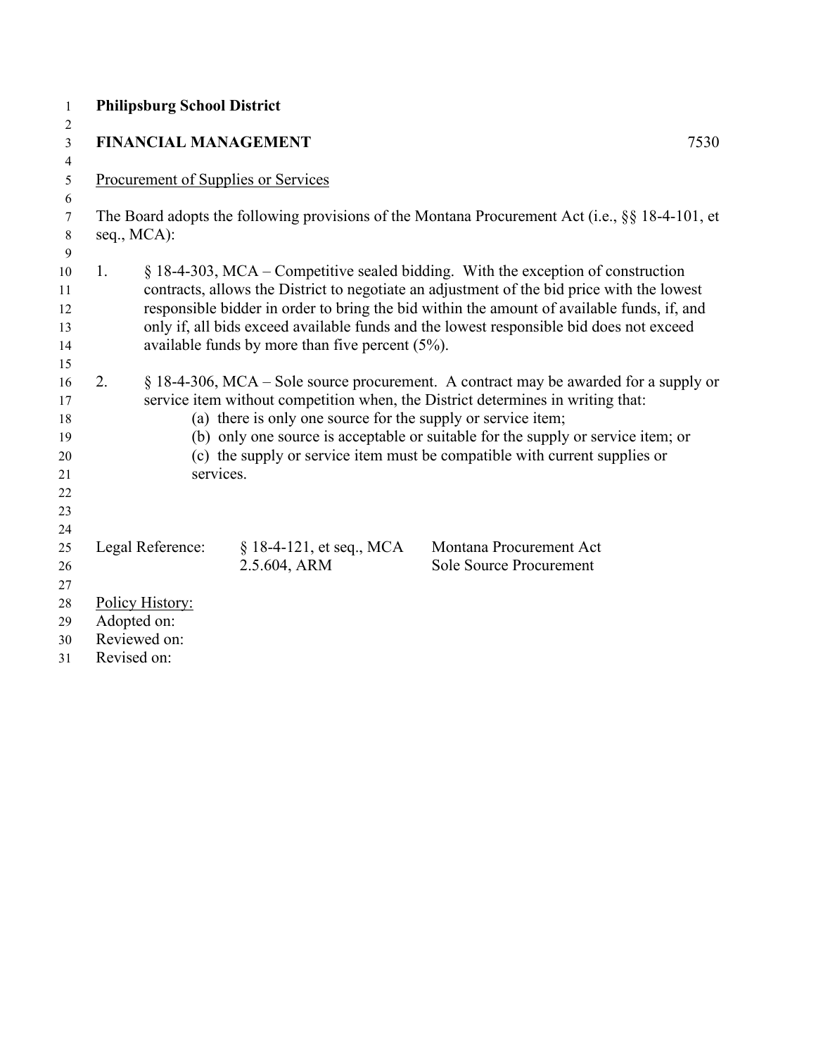**Philipsburg School District**

**FINANCIAL MANAGEMENT** 7530

Procurement of Supplies or Services

The Board adopts the following provisions of the Montana Procurement Act (i.e., §§ 18-4-101, et seq., MCA):

1. § 18-4-303, MCA – Competitive sealed bidding. With the exception of construction contracts, allows the District to negotiate an adjustment of the bid price with the lowest responsible bidder in order to bring the bid within the amount of available funds, if, and only if, all bids exceed available funds and the lowest responsible bid does not exceed available funds by more than five percent (5%).

2. § 18-4-306, MCA – Sole source procurement. A contract may be awarded for a supply or service item without competition when, the District determines in writing that:
   (a) there is only one source for the supply or service item;
   (b) only one source is acceptable or suitable for the supply or service item; or
   (c) the supply or service item must be compatible with current supplies or services.

| | | |
|---|---|---|
| Legal Reference: | § 18-4-121, et seq., MCA | Montana Procurement Act |
| | 2.5.604, ARM | Sole Source Procurement |

Policy History:
Adopted on:
Reviewed on:
Revised on: